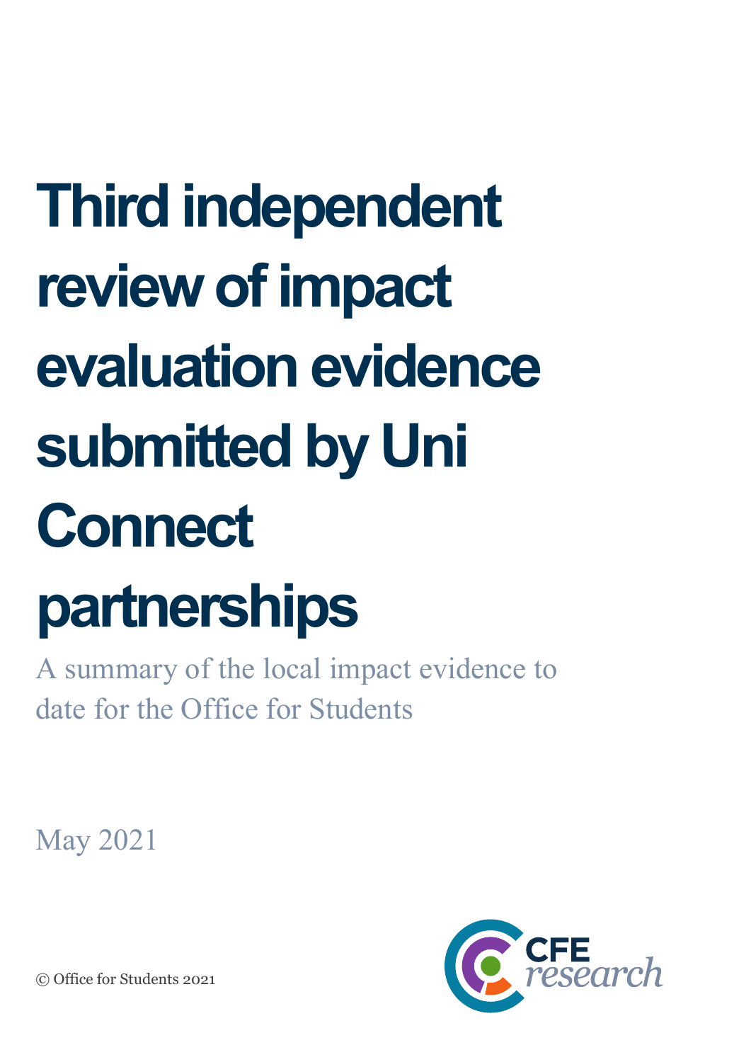# Third independent review of impact evaluation evidence submitted by Uni Connect partnerships

A summary of the local impact evidence to date for the Office for Students

May 2021

© Office for Students 2021

CFE research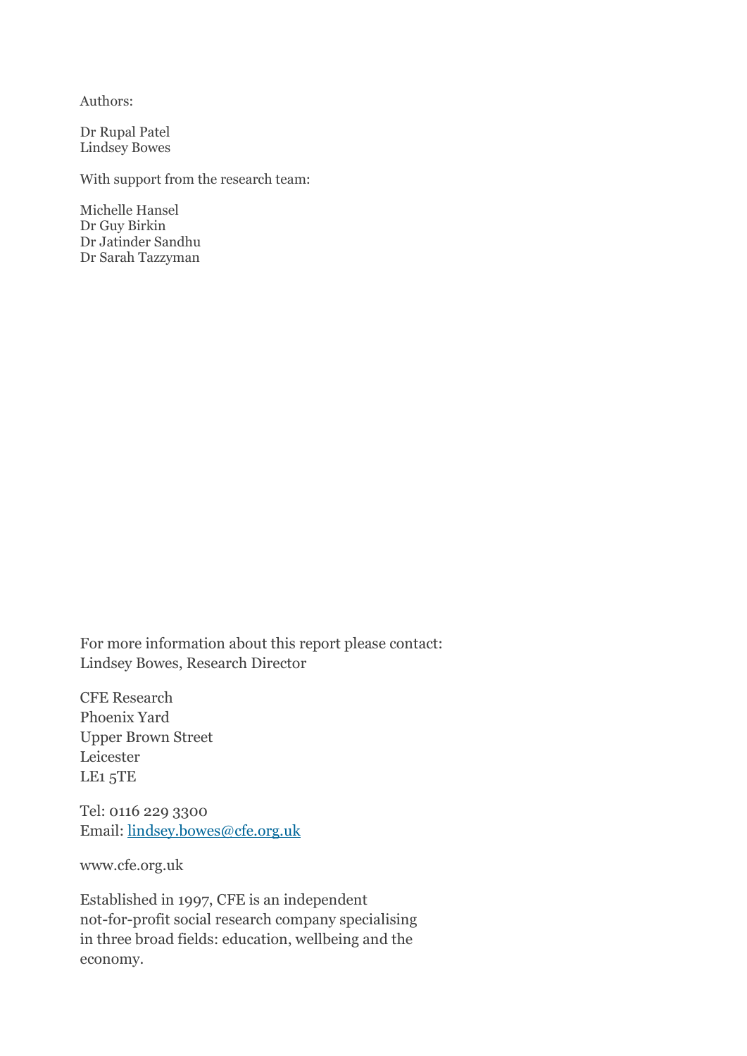Authors:

Dr Rupal Patel
Lindsey Bowes

With support from the research team:

Michelle Hansel
Dr Guy Birkin
Dr Jatinder Sandhu
Dr Sarah Tazzyman

For more information about this report please contact:
Lindsey Bowes, Research Director

CFE Research
Phoenix Yard
Upper Brown Street
Leicester
LE1 5TE

Tel: 0116 229 3300
Email: lindsey.bowes@cfe.org.uk

www.cfe.org.uk

Established in 1997, CFE is an independent not-for-profit social research company specialising in three broad fields: education, wellbeing and the economy.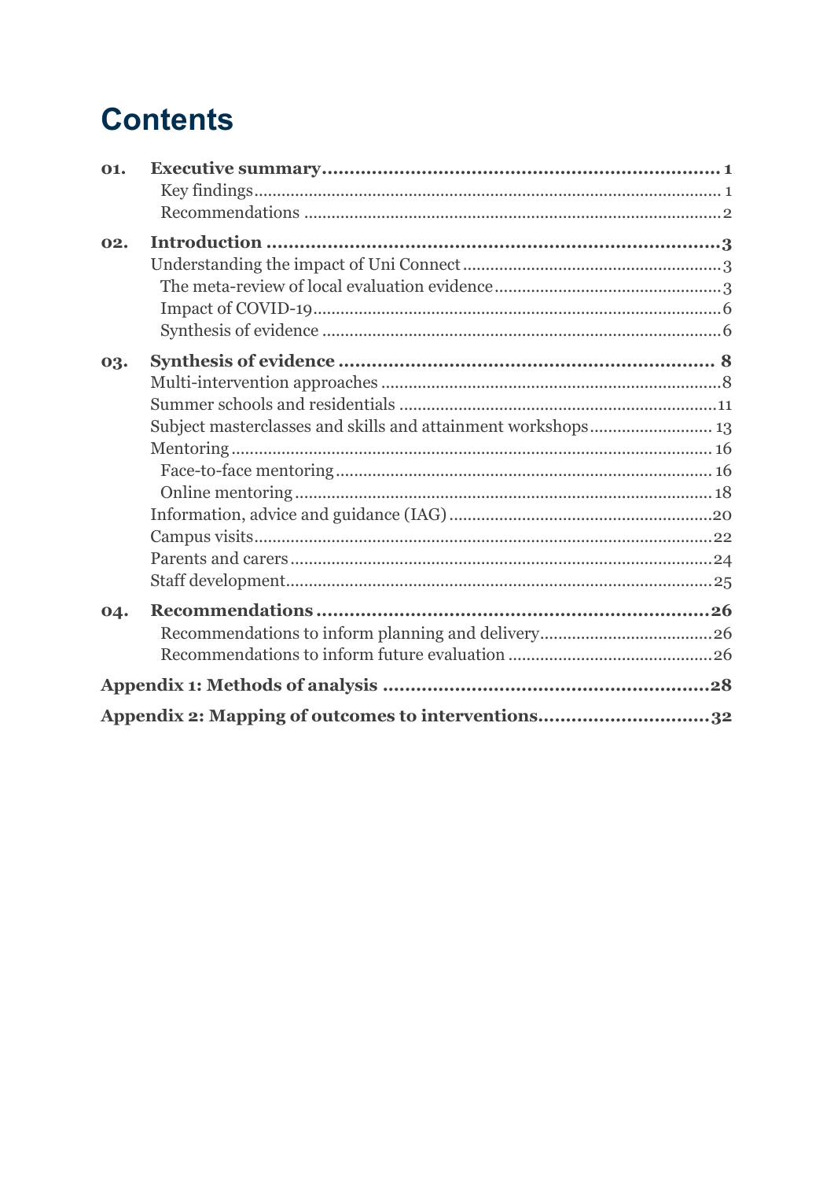# Contents

| | | |
|---|---|---|
| **01.** | **Executive summary** | **1** |
| | Key findings | 1 |
| | Recommendations | 2 |
| **02.** | **Introduction** | **3** |
| | Understanding the impact of Uni Connect | 3 |
| | The meta-review of local evaluation evidence | 3 |
| | Impact of COVID-19 | 6 |
| | Synthesis of evidence | 6 |
| **03.** | **Synthesis of evidence** | **8** |
| | Multi-intervention approaches | 8 |
| | Summer schools and residentials | 11 |
| | Subject masterclasses and skills and attainment workshops | 13 |
| | Mentoring | 16 |
| | Face-to-face mentoring | 16 |
| | Online mentoring | 18 |
| | Information, advice and guidance (IAG) | 20 |
| | Campus visits | 22 |
| | Parents and carers | 24 |
| | Staff development | 25 |
| **04.** | **Recommendations** | **26** |
| | Recommendations to inform planning and delivery | 26 |
| | Recommendations to inform future evaluation | 26 |
| **Appendix 1: Methods of analysis** | | **28** |
| **Appendix 2: Mapping of outcomes to interventions** | | **32** |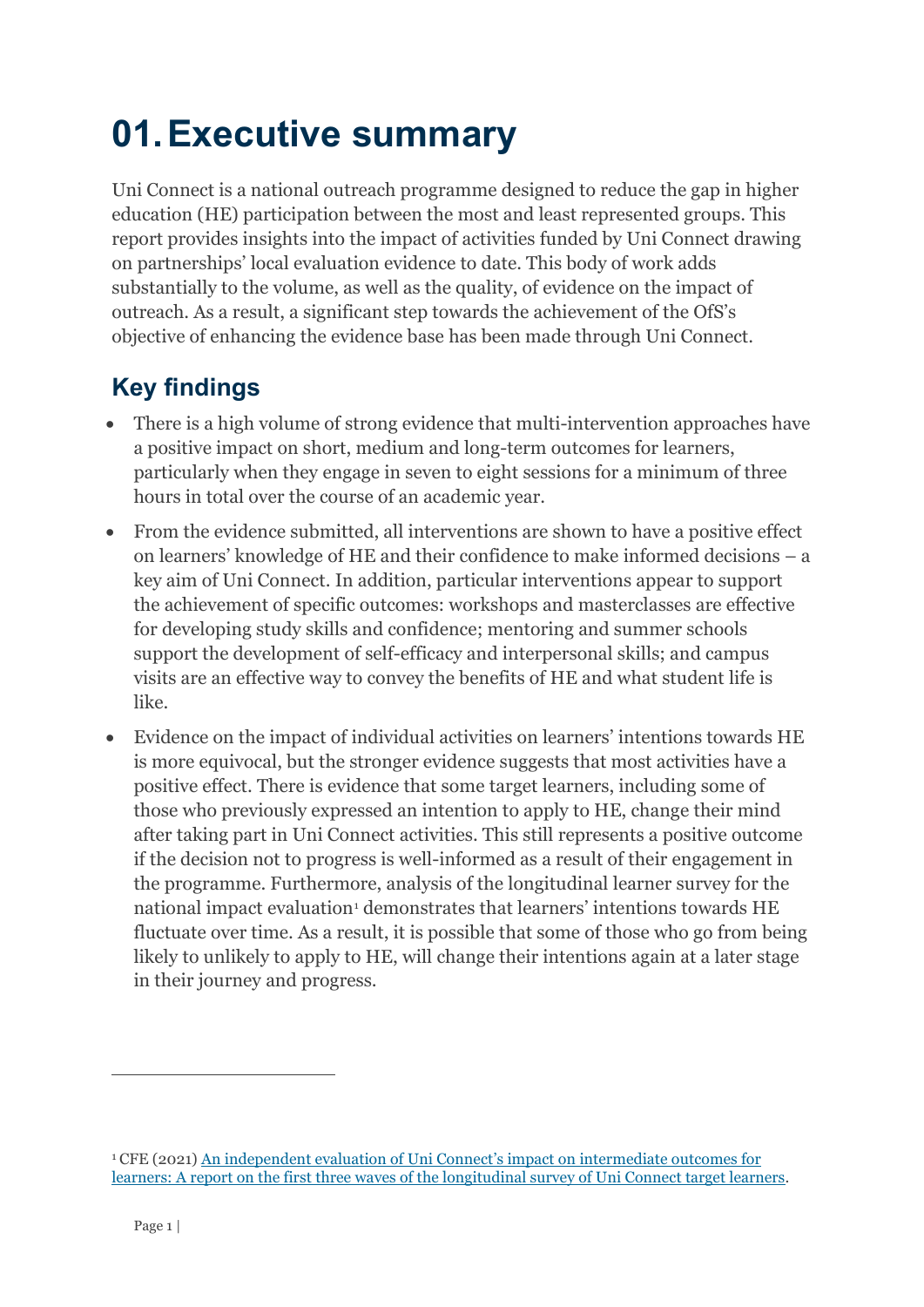# 01. Executive summary

Uni Connect is a national outreach programme designed to reduce the gap in higher education (HE) participation between the most and least represented groups. This report provides insights into the impact of activities funded by Uni Connect drawing on partnerships' local evaluation evidence to date. This body of work adds substantially to the volume, as well as the quality, of evidence on the impact of outreach. As a result, a significant step towards the achievement of the OfS's objective of enhancing the evidence base has been made through Uni Connect.

## Key findings

- There is a high volume of strong evidence that multi-intervention approaches have a positive impact on short, medium and long-term outcomes for learners, particularly when they engage in seven to eight sessions for a minimum of three hours in total over the course of an academic year.
- From the evidence submitted, all interventions are shown to have a positive effect on learners' knowledge of HE and their confidence to make informed decisions – a key aim of Uni Connect. In addition, particular interventions appear to support the achievement of specific outcomes: workshops and masterclasses are effective for developing study skills and confidence; mentoring and summer schools support the development of self-efficacy and interpersonal skills; and campus visits are an effective way to convey the benefits of HE and what student life is like.
- Evidence on the impact of individual activities on learners' intentions towards HE is more equivocal, but the stronger evidence suggests that most activities have a positive effect. There is evidence that some target learners, including some of those who previously expressed an intention to apply to HE, change their mind after taking part in Uni Connect activities. This still represents a positive outcome if the decision not to progress is well-informed as a result of their engagement in the programme. Furthermore, analysis of the longitudinal learner survey for the national impact evaluation[1] demonstrates that learners' intentions towards HE fluctuate over time. As a result, it is possible that some of those who go from being likely to unlikely to apply to HE, will change their intentions again at a later stage in their journey and progress.

[1] CFE (2021) An independent evaluation of Uni Connect's impact on intermediate outcomes for learners: A report on the first three waves of the longitudinal survey of Uni Connect target learners.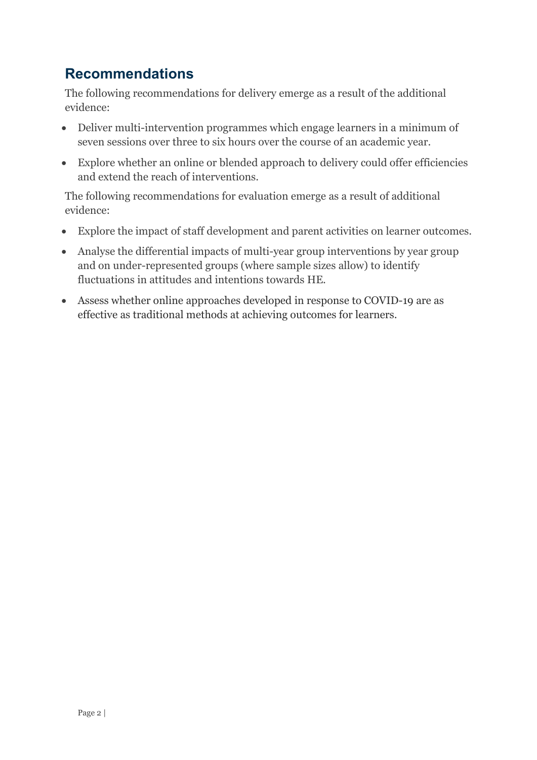## Recommendations

The following recommendations for delivery emerge as a result of the additional evidence:

- Deliver multi-intervention programmes which engage learners in a minimum of seven sessions over three to six hours over the course of an academic year.
- Explore whether an online or blended approach to delivery could offer efficiencies and extend the reach of interventions.

The following recommendations for evaluation emerge as a result of additional evidence:

- Explore the impact of staff development and parent activities on learner outcomes.
- Analyse the differential impacts of multi-year group interventions by year group and on under-represented groups (where sample sizes allow) to identify fluctuations in attitudes and intentions towards HE.
- Assess whether online approaches developed in response to COVID-19 are as effective as traditional methods at achieving outcomes for learners.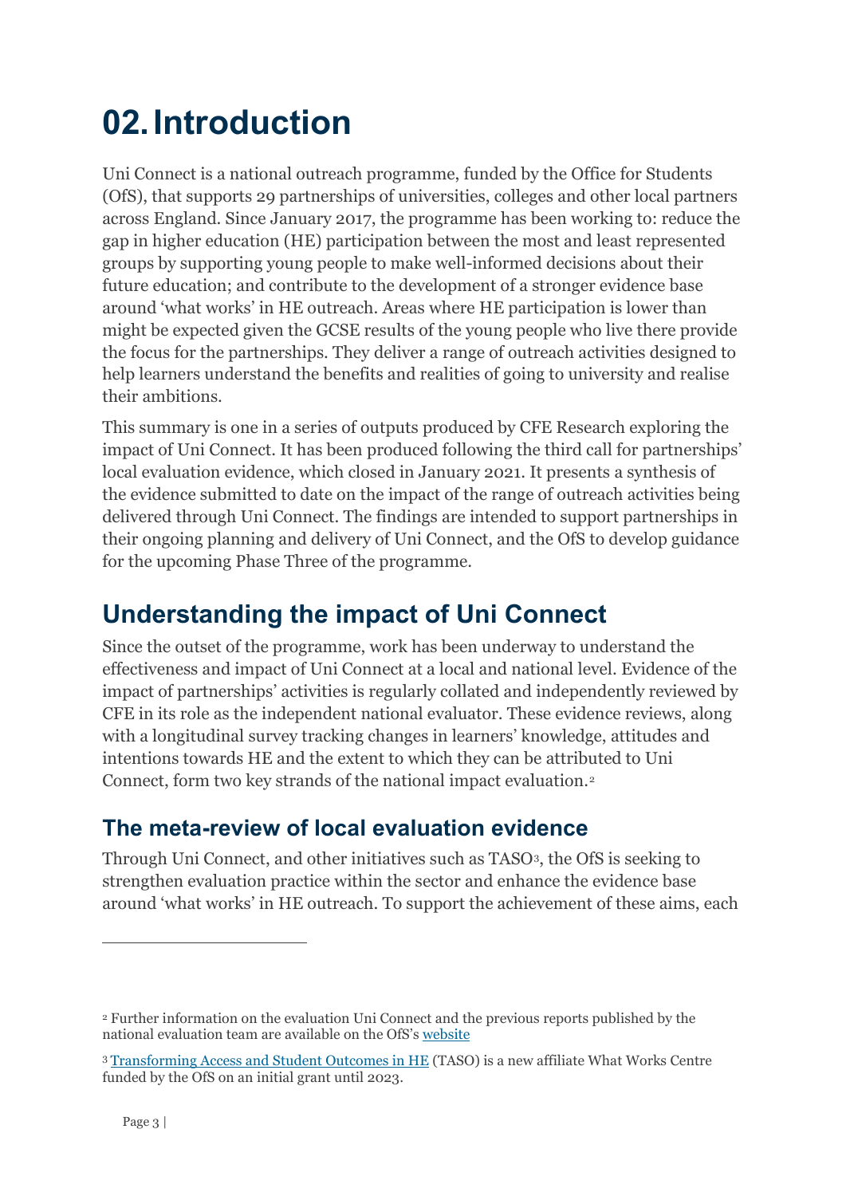# 02. Introduction

Uni Connect is a national outreach programme, funded by the Office for Students (OfS), that supports 29 partnerships of universities, colleges and other local partners across England. Since January 2017, the programme has been working to: reduce the gap in higher education (HE) participation between the most and least represented groups by supporting young people to make well-informed decisions about their future education; and contribute to the development of a stronger evidence base around 'what works' in HE outreach. Areas where HE participation is lower than might be expected given the GCSE results of the young people who live there provide the focus for the partnerships. They deliver a range of outreach activities designed to help learners understand the benefits and realities of going to university and realise their ambitions.

This summary is one in a series of outputs produced by CFE Research exploring the impact of Uni Connect. It has been produced following the third call for partnerships' local evaluation evidence, which closed in January 2021. It presents a synthesis of the evidence submitted to date on the impact of the range of outreach activities being delivered through Uni Connect. The findings are intended to support partnerships in their ongoing planning and delivery of Uni Connect, and the OfS to develop guidance for the upcoming Phase Three of the programme.

## Understanding the impact of Uni Connect

Since the outset of the programme, work has been underway to understand the effectiveness and impact of Uni Connect at a local and national level. Evidence of the impact of partnerships' activities is regularly collated and independently reviewed by CFE in its role as the independent national evaluator. These evidence reviews, along with a longitudinal survey tracking changes in learners' knowledge, attitudes and intentions towards HE and the extent to which they can be attributed to Uni Connect, form two key strands of the national impact evaluation.[2]

### The meta-review of local evaluation evidence

Through Uni Connect, and other initiatives such as TASO[3], the OfS is seeking to strengthen evaluation practice within the sector and enhance the evidence base around 'what works' in HE outreach. To support the achievement of these aims, each

---

[2] Further information on the evaluation Uni Connect and the previous reports published by the national evaluation team are available on the OfS's website

[3] Transforming Access and Student Outcomes in HE (TASO) is a new affiliate What Works Centre funded by the OfS on an initial grant until 2023.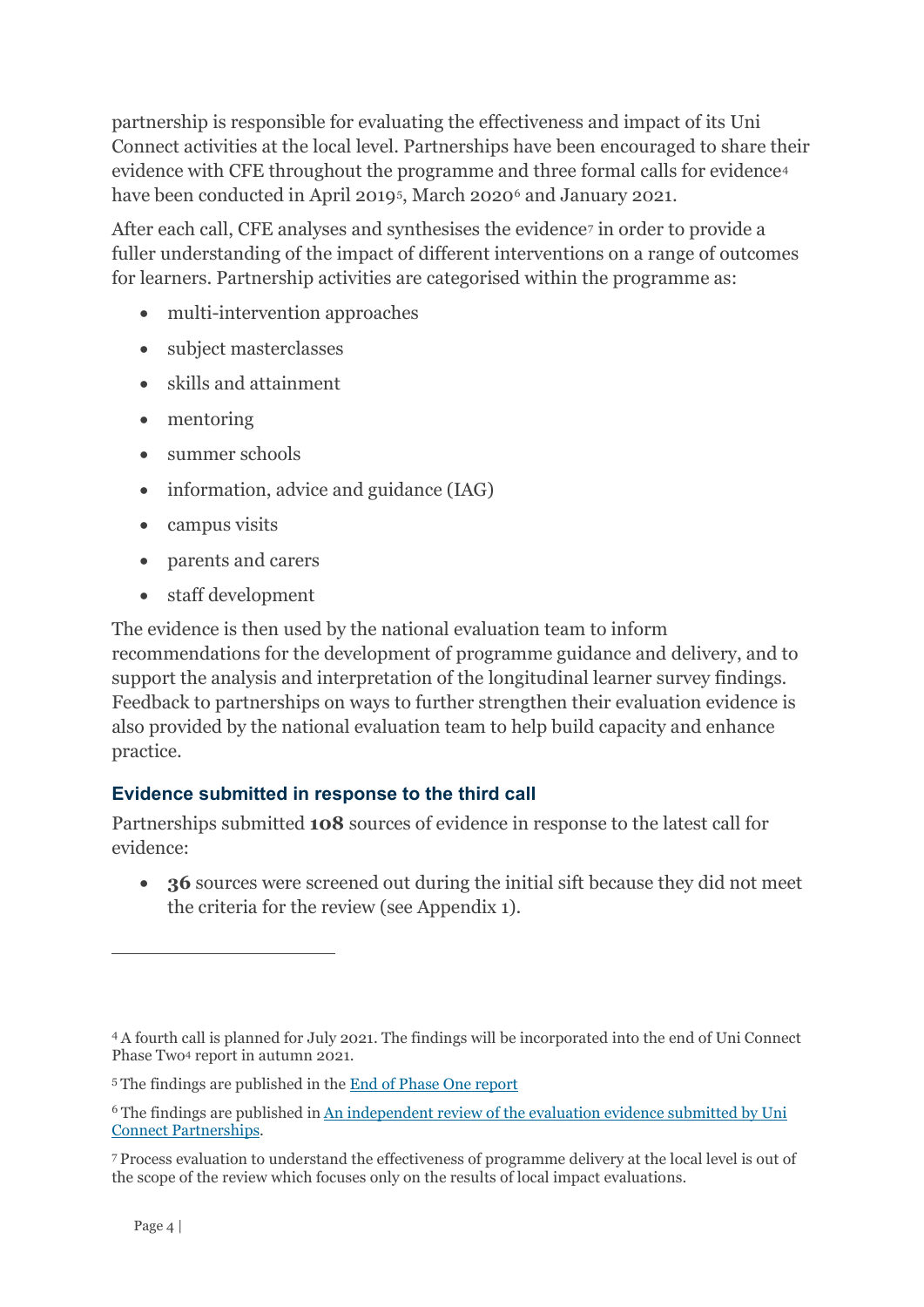partnership is responsible for evaluating the effectiveness and impact of its Uni Connect activities at the local level. Partnerships have been encouraged to share their evidence with CFE throughout the programme and three formal calls for evidence[4] have been conducted in April 2019[5], March 2020[6] and January 2021.

After each call, CFE analyses and synthesises the evidence[7] in order to provide a fuller understanding of the impact of different interventions on a range of outcomes for learners. Partnership activities are categorised within the programme as:

- multi-intervention approaches
- subject masterclasses
- skills and attainment
- mentoring
- summer schools
- information, advice and guidance (IAG)
- campus visits
- parents and carers
- staff development

The evidence is then used by the national evaluation team to inform recommendations for the development of programme guidance and delivery, and to support the analysis and interpretation of the longitudinal learner survey findings. Feedback to partnerships on ways to further strengthen their evaluation evidence is also provided by the national evaluation team to help build capacity and enhance practice.

### Evidence submitted in response to the third call

Partnerships submitted **108** sources of evidence in response to the latest call for evidence:

- **36** sources were screened out during the initial sift because they did not meet the criteria for the review (see Appendix 1).

---

[4] A fourth call is planned for July 2021. The findings will be incorporated into the end of Uni Connect Phase Two[4] report in autumn 2021.

[5] The findings are published in the [End of Phase One report](#)

[6] The findings are published in [An independent review of the evaluation evidence submitted by Uni Connect Partnerships](#).

[7] Process evaluation to understand the effectiveness of programme delivery at the local level is out of the scope of the review which focuses only on the results of local impact evaluations.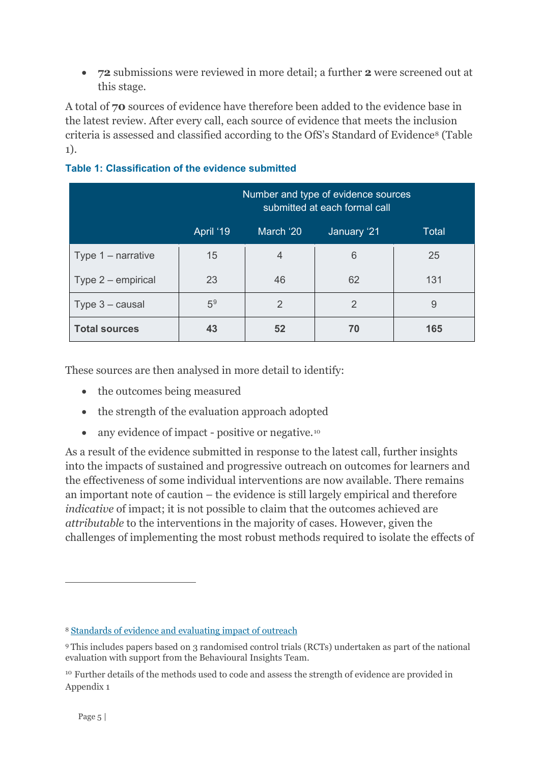- **72** submissions were reviewed in more detail; a further **2** were screened out at this stage.

A total of **70** sources of evidence have therefore been added to the evidence base in the latest review. After every call, each source of evidence that meets the inclusion criteria is assessed and classified according to the OfS's Standard of Evidence[8] (Table 1).

**Table 1: Classification of the evidence submitted**

| | Number and type of evidence sources submitted at each formal call | | | |
|---|---|---|---|---|
| | April '19 | March '20 | January '21 | Total |
| Type 1 – narrative | 15 | 4 | 6 | 25 |
| Type 2 – empirical | 23 | 46 | 62 | 131 |
| Type 3 – causal | 5[9] | 2 | 2 | 9 |
| **Total sources** | **43** | **52** | **70** | **165** |

These sources are then analysed in more detail to identify:

- the outcomes being measured
- the strength of the evaluation approach adopted
- any evidence of impact - positive or negative.[10]

As a result of the evidence submitted in response to the latest call, further insights into the impacts of sustained and progressive outreach on outcomes for learners and the effectiveness of some individual interventions are now available. There remains an important note of caution – the evidence is still largely empirical and therefore *indicative* of impact; it is not possible to claim that the outcomes achieved are *attributable* to the interventions in the majority of cases. However, given the challenges of implementing the most robust methods required to isolate the effects of

[8] Standards of evidence and evaluating impact of outreach

[9] This includes papers based on 3 randomised control trials (RCTs) undertaken as part of the national evaluation with support from the Behavioural Insights Team.

[10] Further details of the methods used to code and assess the strength of evidence are provided in Appendix 1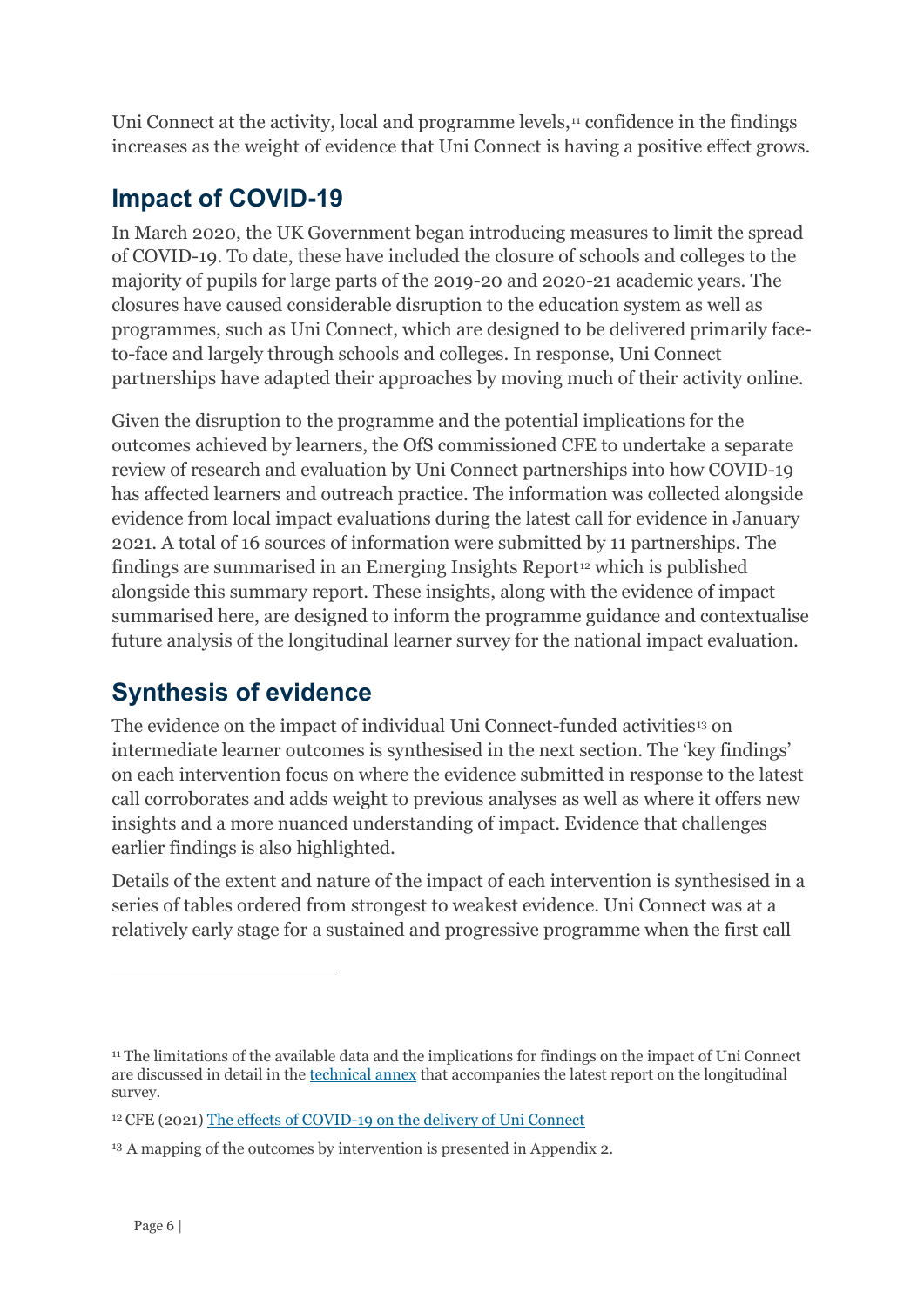Uni Connect at the activity, local and programme levels,[11] confidence in the findings increases as the weight of evidence that Uni Connect is having a positive effect grows.

## Impact of COVID-19

In March 2020, the UK Government began introducing measures to limit the spread of COVID-19. To date, these have included the closure of schools and colleges to the majority of pupils for large parts of the 2019-20 and 2020-21 academic years. The closures have caused considerable disruption to the education system as well as programmes, such as Uni Connect, which are designed to be delivered primarily face-to-face and largely through schools and colleges. In response, Uni Connect partnerships have adapted their approaches by moving much of their activity online.

Given the disruption to the programme and the potential implications for the outcomes achieved by learners, the OfS commissioned CFE to undertake a separate review of research and evaluation by Uni Connect partnerships into how COVID-19 has affected learners and outreach practice. The information was collected alongside evidence from local impact evaluations during the latest call for evidence in January 2021. A total of 16 sources of information were submitted by 11 partnerships. The findings are summarised in an Emerging Insights Report[12] which is published alongside this summary report. These insights, along with the evidence of impact summarised here, are designed to inform the programme guidance and contextualise future analysis of the longitudinal learner survey for the national impact evaluation.

## Synthesis of evidence

The evidence on the impact of individual Uni Connect-funded activities[13] on intermediate learner outcomes is synthesised in the next section. The 'key findings' on each intervention focus on where the evidence submitted in response to the latest call corroborates and adds weight to previous analyses as well as where it offers new insights and a more nuanced understanding of impact. Evidence that challenges earlier findings is also highlighted.

Details of the extent and nature of the impact of each intervention is synthesised in a series of tables ordered from strongest to weakest evidence. Uni Connect was at a relatively early stage for a sustained and progressive programme when the first call

---

[11] The limitations of the available data and the implications for findings on the impact of Uni Connect are discussed in detail in the technical annex that accompanies the latest report on the longitudinal survey.

[12] CFE (2021) The effects of COVID-19 on the delivery of Uni Connect

[13] A mapping of the outcomes by intervention is presented in Appendix 2.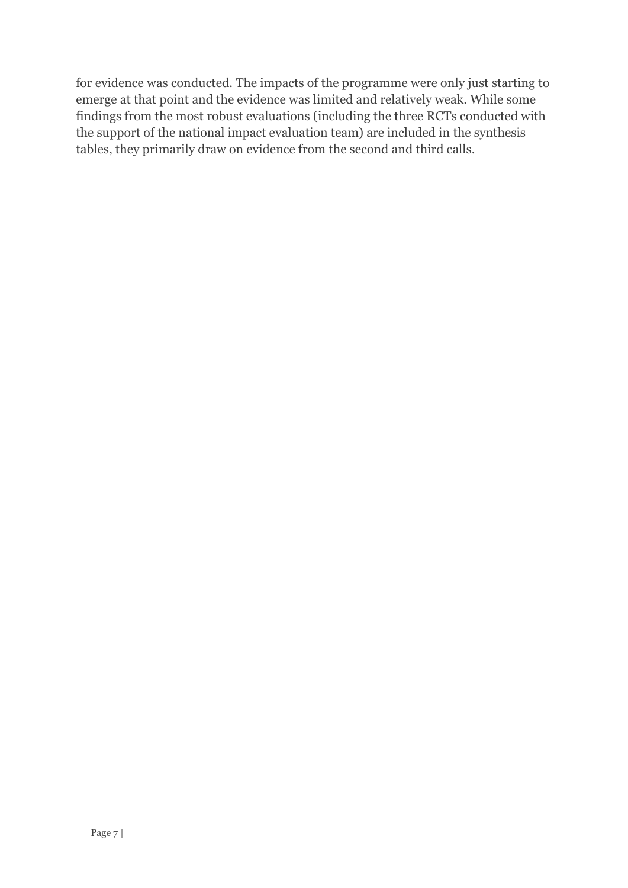for evidence was conducted. The impacts of the programme were only just starting to emerge at that point and the evidence was limited and relatively weak. While some findings from the most robust evaluations (including the three RCTs conducted with the support of the national impact evaluation team) are included in the synthesis tables, they primarily draw on evidence from the second and third calls.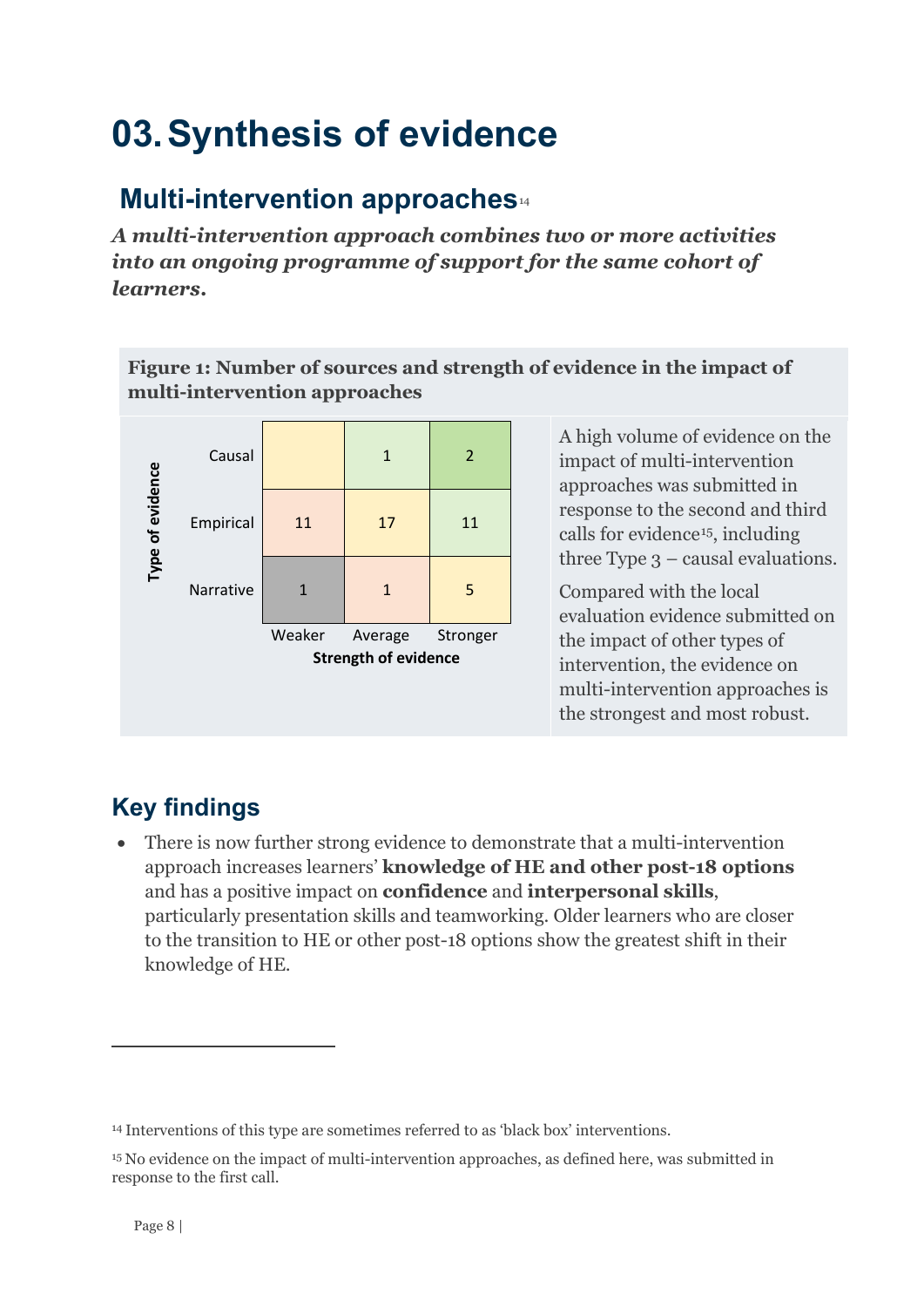# 03. Synthesis of evidence

## Multi-intervention approaches[14]

***A multi-intervention approach combines two or more activities into an ongoing programme of support for the same cohort of learners.***

**Figure 1: Number of sources and strength of evidence in the impact of multi-intervention approaches**

| Type of evidence | Weaker | Average | Stronger |
|---|---|---|---|
| Causal | | 1 | 2 |
| Empirical | 11 | 17 | 11 |
| Narrative | 1 | 1 | 5 |

Strength of evidence

A high volume of evidence on the impact of multi-intervention approaches was submitted in response to the second and third calls for evidence[15], including three Type 3 – causal evaluations.

Compared with the local evaluation evidence submitted on the impact of other types of intervention, the evidence on multi-intervention approaches is the strongest and most robust.

## Key findings

- There is now further strong evidence to demonstrate that a multi-intervention approach increases learners' **knowledge of HE and other post-18 options** and has a positive impact on **confidence** and **interpersonal skills**, particularly presentation skills and teamworking. Older learners who are closer to the transition to HE or other post-18 options show the greatest shift in their knowledge of HE.

---

[14] Interventions of this type are sometimes referred to as 'black box' interventions.

[15] No evidence on the impact of multi-intervention approaches, as defined here, was submitted in response to the first call.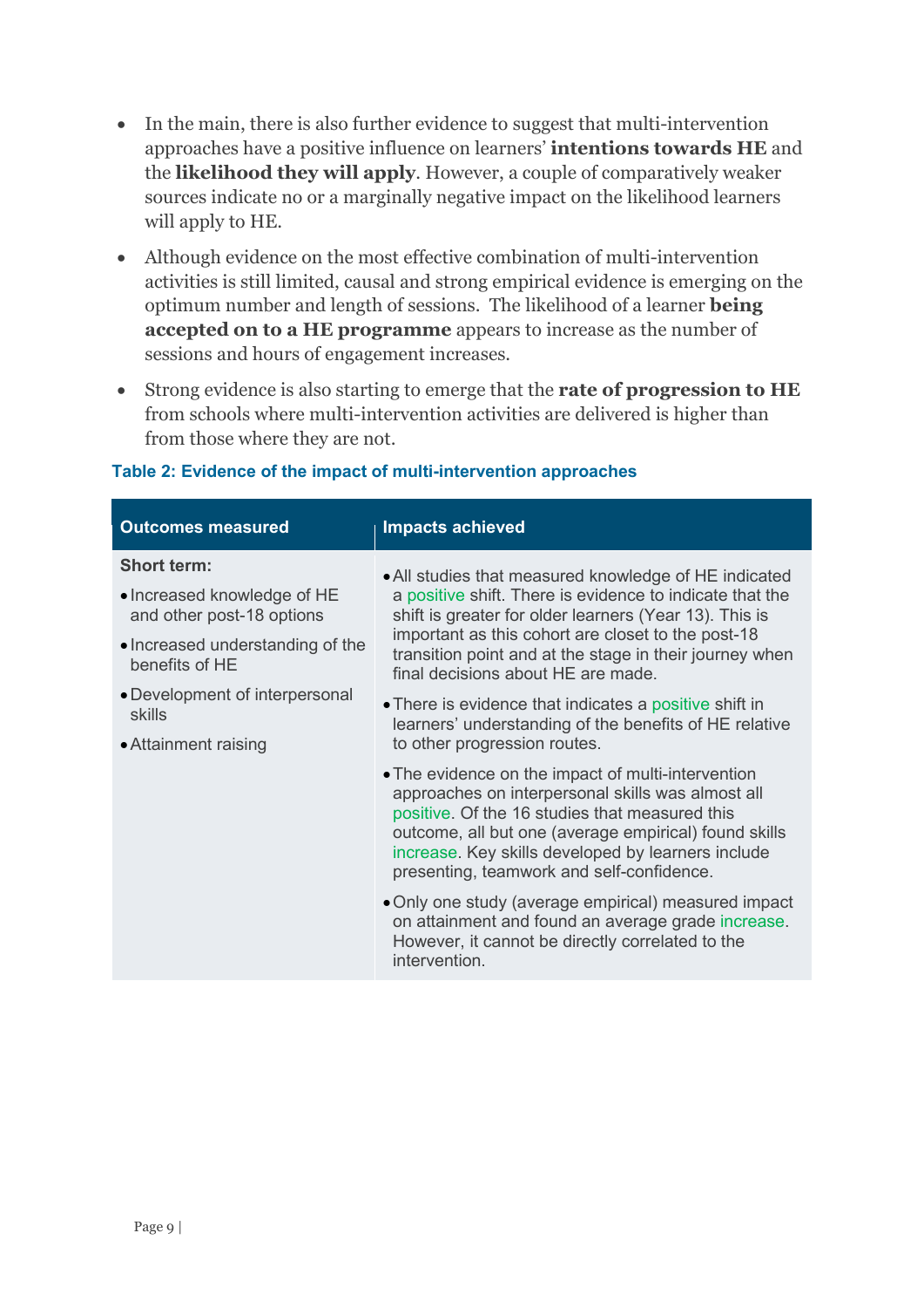- In the main, there is also further evidence to suggest that multi-intervention approaches have a positive influence on learners' **intentions towards HE** and the **likelihood they will apply**. However, a couple of comparatively weaker sources indicate no or a marginally negative impact on the likelihood learners will apply to HE.
- Although evidence on the most effective combination of multi-intervention activities is still limited, causal and strong empirical evidence is emerging on the optimum number and length of sessions. The likelihood of a learner **being accepted on to a HE programme** appears to increase as the number of sessions and hours of engagement increases.
- Strong evidence is also starting to emerge that the **rate of progression to HE** from schools where multi-intervention activities are delivered is higher than from those where they are not.

**Table 2: Evidence of the impact of multi-intervention approaches**

| Outcomes measured | Impacts achieved |
|---|---|
| **Short term:**<br>• Increased knowledge of HE and other post-18 options<br>• Increased understanding of the benefits of HE<br>• Development of interpersonal skills<br>• Attainment raising | • All studies that measured knowledge of HE indicated a positive shift. There is evidence to indicate that the shift is greater for older learners (Year 13). This is important as this cohort are closet to the post-18 transition point and at the stage in their journey when final decisions about HE are made.<br>• There is evidence that indicates a positive shift in learners' understanding of the benefits of HE relative to other progression routes.<br>• The evidence on the impact of multi-intervention approaches on interpersonal skills was almost all positive. Of the 16 studies that measured this outcome, all but one (average empirical) found skills increase. Key skills developed by learners include presenting, teamwork and self-confidence.<br>• Only one study (average empirical) measured impact on attainment and found an average grade increase. However, it cannot be directly correlated to the intervention. |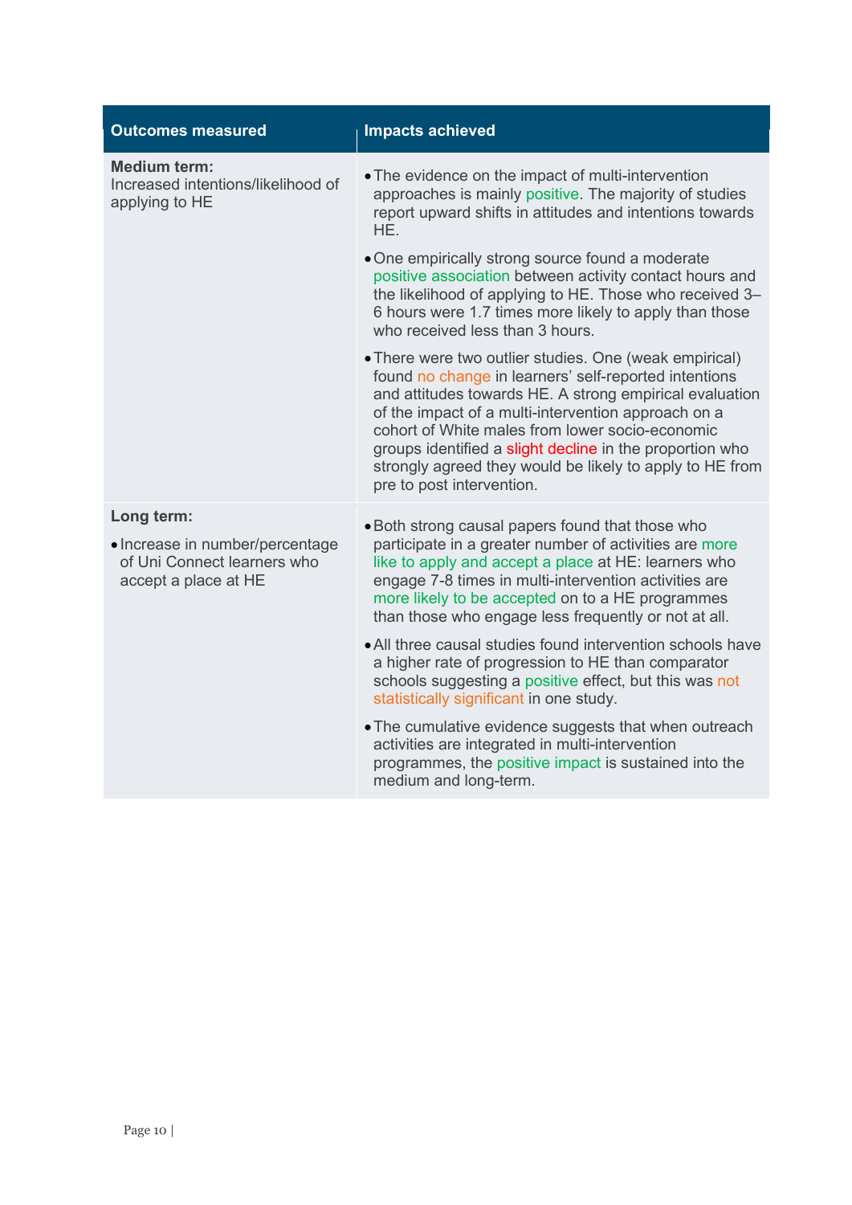| Outcomes measured | Impacts achieved |
|---|---|
| **Medium term:** Increased intentions/likelihood of applying to HE | • The evidence on the impact of multi-intervention approaches is mainly positive. The majority of studies report upward shifts in attitudes and intentions towards HE.<br><br>• One empirically strong source found a moderate positive association between activity contact hours and the likelihood of applying to HE. Those who received 3–6 hours were 1.7 times more likely to apply than those who received less than 3 hours.<br><br>• There were two outlier studies. One (weak empirical) found no change in learners' self-reported intentions and attitudes towards HE. A strong empirical evaluation of the impact of a multi-intervention approach on a cohort of White males from lower socio-economic groups identified a slight decline in the proportion who strongly agreed they would be likely to apply to HE from pre to post intervention. |
| **Long term:**<br><br>• Increase in number/percentage of Uni Connect learners who accept a place at HE | • Both strong causal papers found that those who participate in a greater number of activities are more like to apply and accept a place at HE: learners who engage 7-8 times in multi-intervention activities are more likely to be accepted on to a HE programmes than those who engage less frequently or not at all.<br><br>• All three causal studies found intervention schools have a higher rate of progression to HE than comparator schools suggesting a positive effect, but this was not statistically significant in one study.<br><br>• The cumulative evidence suggests that when outreach activities are integrated in multi-intervention programmes, the positive impact is sustained into the medium and long-term. |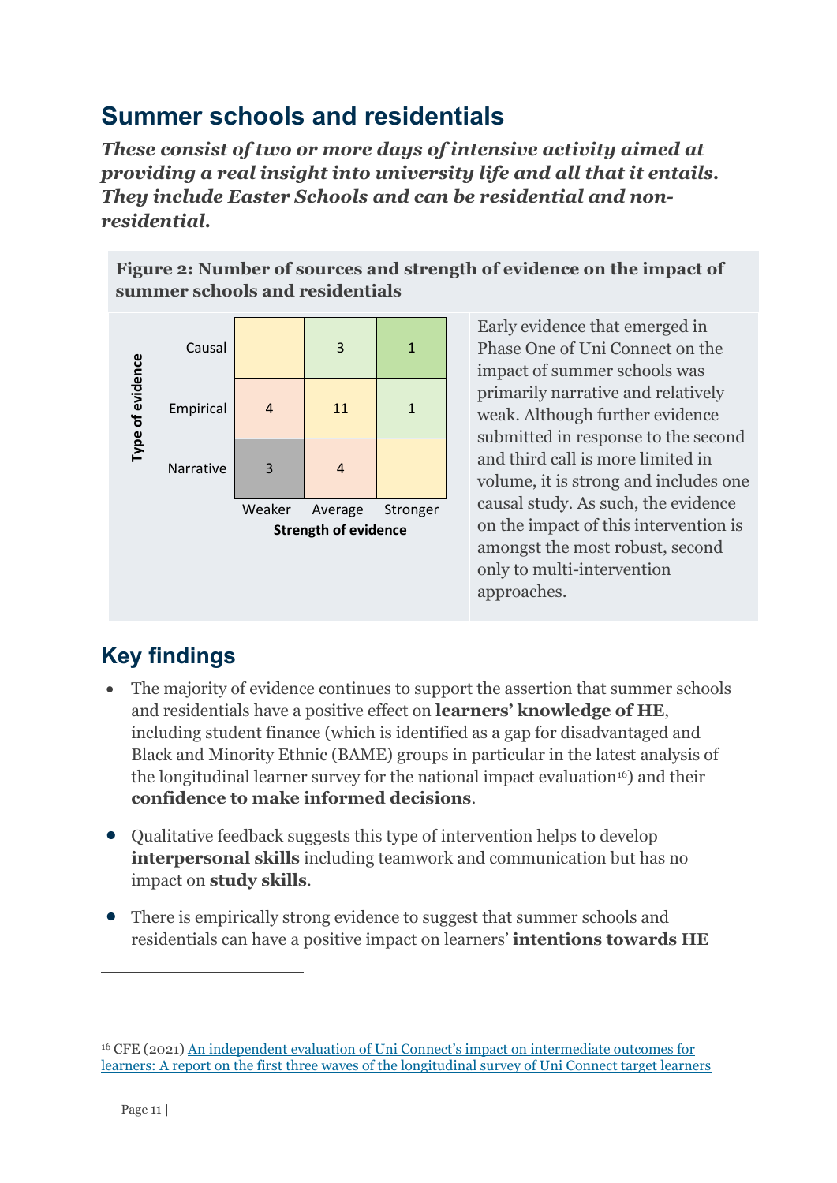## Summary schools and residentials

***These consist of two or more days of intensive activity aimed at providing a real insight into university life and all that it entails. They include Easter Schools and can be residential and non-residential.***

**Figure 2: Number of sources and strength of evidence on the impact of summer schools and residentials**

| Type of evidence | Weaker | Average | Stronger |
| --- | --- | --- | --- |
| Causal | | 3 | 1 |
| Empirical | 4 | 11 | 1 |
| Narrative | 3 | 4 | |

Strength of evidence

Early evidence that emerged in Phase One of Uni Connect on the impact of summer schools was primarily narrative and relatively weak. Although further evidence submitted in response to the second and third call is more limited in volume, it is strong and includes one causal study. As such, the evidence on the impact of this intervention is amongst the most robust, second only to multi-intervention approaches.

## Key findings

- The majority of evidence continues to support the assertion that summer schools and residentials have a positive effect on **learners' knowledge of HE**, including student finance (which is identified as a gap for disadvantaged and Black and Minority Ethnic (BAME) groups in particular in the latest analysis of the longitudinal learner survey for the national impact evaluation[16]) and their **confidence to make informed decisions**.
- Qualitative feedback suggests this type of intervention helps to develop **interpersonal skills** including teamwork and communication but has no impact on **study skills**.
- There is empirically strong evidence to suggest that summer schools and residentials can have a positive impact on learners' **intentions towards HE**

[16] CFE (2021) An independent evaluation of Uni Connect's impact on intermediate outcomes for learners: A report on the first three waves of the longitudinal survey of Uni Connect target learners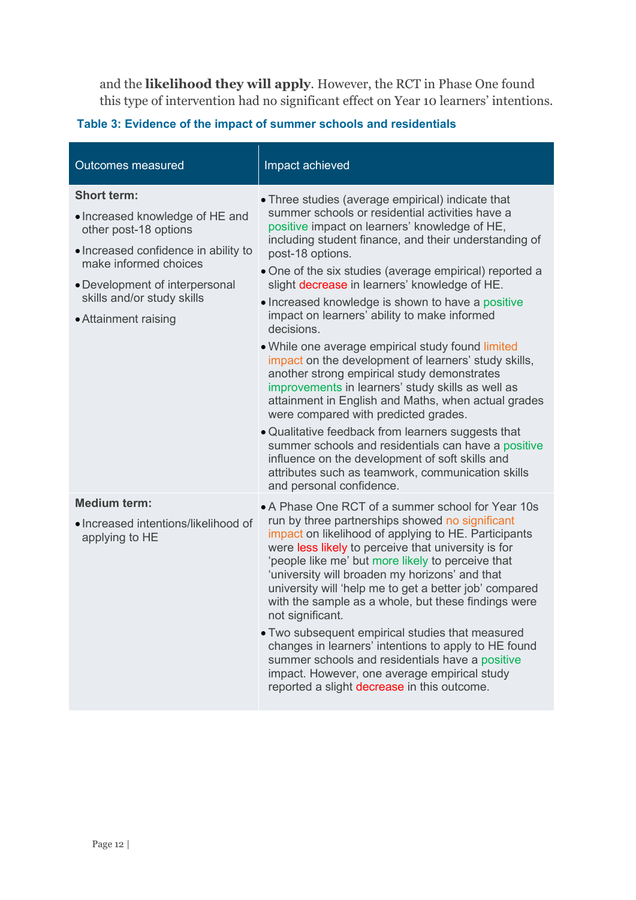and the **likelihood they will apply**. However, the RCT in Phase One found this type of intervention had no significant effect on Year 10 learners' intentions.

**Table 3: Evidence of the impact of summer schools and residentials**

| Outcomes measured | Impact achieved |
|---|---|
| **Short term:**<br>• Increased knowledge of HE and other post-18 options<br>• Increased confidence in ability to make informed choices<br>• Development of interpersonal skills and/or study skills<br>• Attainment raising | • Three studies (average empirical) indicate that summer schools or residential activities have a positive impact on learners' knowledge of HE, including student finance, and their understanding of post-18 options.<br>• One of the six studies (average empirical) reported a slight decrease in learners' knowledge of HE.<br>• Increased knowledge is shown to have a positive impact on learners' ability to make informed decisions.<br>• While one average empirical study found limited impact on the development of learners' study skills, another strong empirical study demonstrates improvements in learners' study skills as well as attainment in English and Maths, when actual grades were compared with predicted grades.<br>• Qualitative feedback from learners suggests that summer schools and residentials can have a positive influence on the development of soft skills and attributes such as teamwork, communication skills and personal confidence. |
| **Medium term:**<br>• Increased intentions/likelihood of applying to HE | • A Phase One RCT of a summer school for Year 10s run by three partnerships showed no significant impact on likelihood of applying to HE. Participants were less likely to perceive that university is for 'people like me' but more likely to perceive that 'university will broaden my horizons' and that university will 'help me to get a better job' compared with the sample as a whole, but these findings were not significant.<br>• Two subsequent empirical studies that measured changes in learners' intentions to apply to HE found summer schools and residentials have a positive impact. However, one average empirical study reported a slight decrease in this outcome. |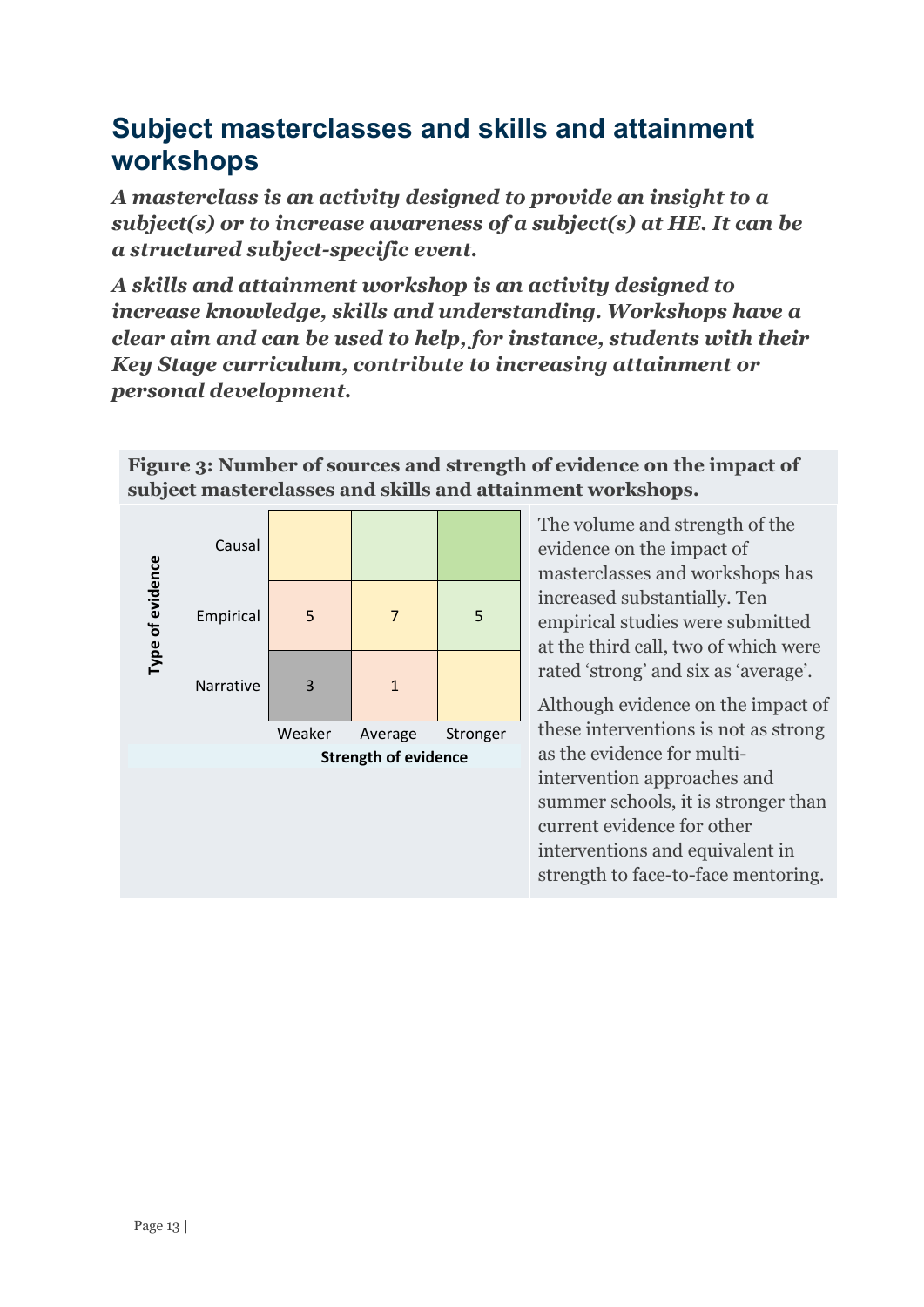## Subject masterclasses and skills and attainment workshops

***A masterclass is an activity designed to provide an insight to a subject(s) or to increase awareness of a subject(s) at HE. It can be a structured subject-specific event.***

***A skills and attainment workshop is an activity designed to increase knowledge, skills and understanding. Workshops have a clear aim and can be used to help, for instance, students with their Key Stage curriculum, contribute to increasing attainment or personal development.***

**Figure 3: Number of sources and strength of evidence on the impact of subject masterclasses and skills and attainment workshops.**

| Type of evidence | Weaker | Average | Stronger |
|---|---|---|---|
| Causal | | | |
| Empirical | 5 | 7 | 5 |
| Narrative | 3 | 1 | |

Strength of evidence

The volume and strength of the evidence on the impact of masterclasses and workshops has increased substantially. Ten empirical studies were submitted at the third call, two of which were rated 'strong' and six as 'average'.

Although evidence on the impact of these interventions is not as strong as the evidence for multi-intervention approaches and summer schools, it is stronger than current evidence for other interventions and equivalent in strength to face-to-face mentoring.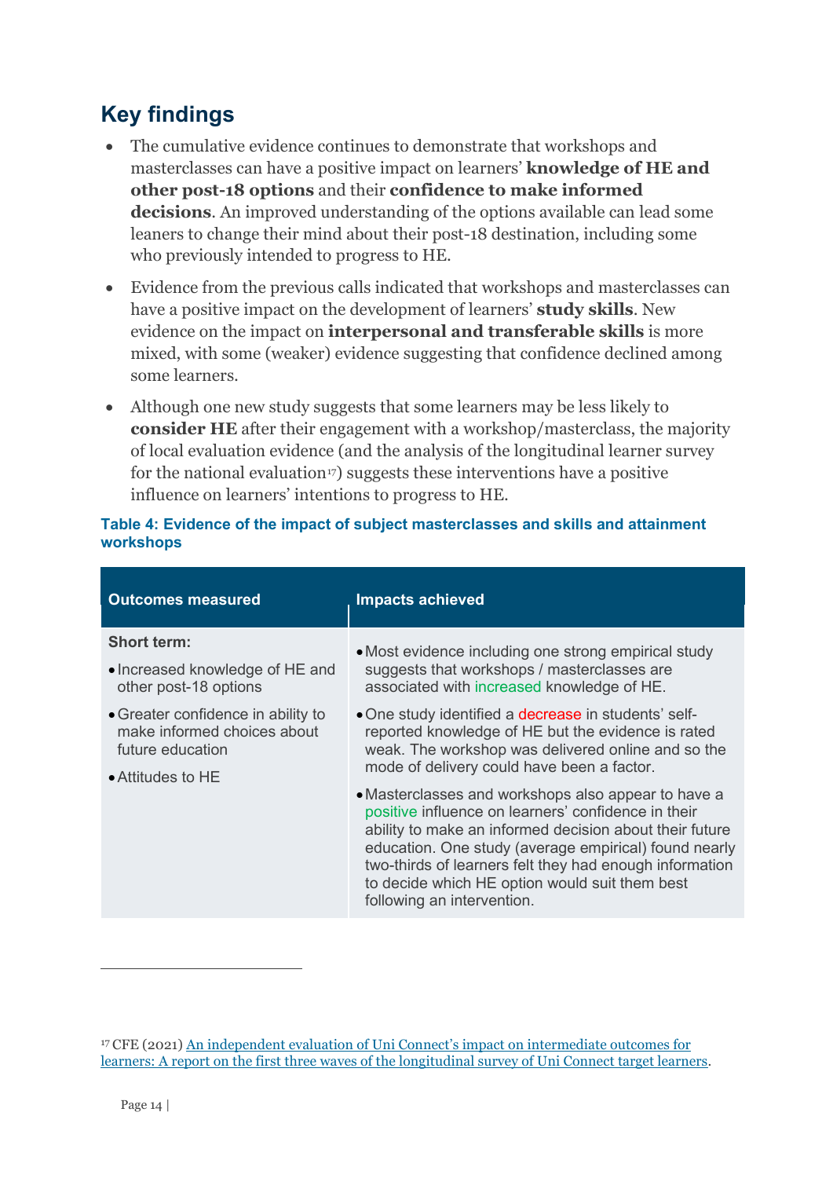## Key findings

- The cumulative evidence continues to demonstrate that workshops and masterclasses can have a positive impact on learners' **knowledge of HE and other post-18 options** and their **confidence to make informed decisions**. An improved understanding of the options available can lead some leaners to change their mind about their post-18 destination, including some who previously intended to progress to HE.
- Evidence from the previous calls indicated that workshops and masterclasses can have a positive impact on the development of learners' **study skills**. New evidence on the impact on **interpersonal and transferable skills** is more mixed, with some (weaker) evidence suggesting that confidence declined among some learners.
- Although one new study suggests that some learners may be less likely to **consider HE** after their engagement with a workshop/masterclass, the majority of local evaluation evidence (and the analysis of the longitudinal learner survey for the national evaluation[17]) suggests these interventions have a positive influence on learners' intentions to progress to HE.

**Table 4: Evidence of the impact of subject masterclasses and skills and attainment workshops**

| Outcomes measured | Impacts achieved |
|---|---|
| **Short term:**<br>• Increased knowledge of HE and other post-18 options<br>• Greater confidence in ability to make informed choices about future education<br>• Attitudes to HE | • Most evidence including one strong empirical study suggests that workshops / masterclasses are associated with increased knowledge of HE.<br>• One study identified a decrease in students' self-reported knowledge of HE but the evidence is rated weak. The workshop was delivered online and so the mode of delivery could have been a factor.<br>• Masterclasses and workshops also appear to have a positive influence on learners' confidence in their ability to make an informed decision about their future education. One study (average empirical) found nearly two-thirds of learners felt they had enough information to decide which HE option would suit them best following an intervention. |

[17] CFE (2021) An independent evaluation of Uni Connect's impact on intermediate outcomes for learners: A report on the first three waves of the longitudinal survey of Uni Connect target learners.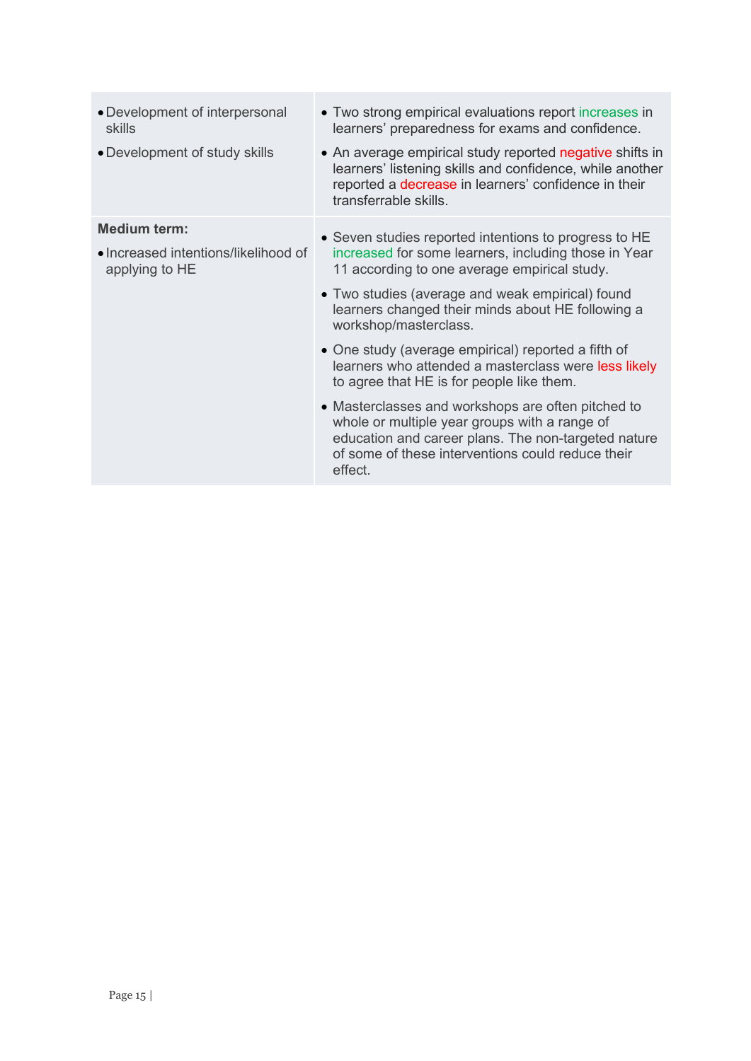| | |
|---|---|
| • Development of interpersonal skills<br>• Development of study skills | • Two strong empirical evaluations report increases in learners' preparedness for exams and confidence.<br>• An average empirical study reported negative shifts in learners' listening skills and confidence, while another reported a decrease in learners' confidence in their transferrable skills. |
| **Medium term:**<br>• Increased intentions/likelihood of applying to HE | • Seven studies reported intentions to progress to HE increased for some learners, including those in Year 11 according to one average empirical study.<br>• Two studies (average and weak empirical) found learners changed their minds about HE following a workshop/masterclass.<br>• One study (average empirical) reported a fifth of learners who attended a masterclass were less likely to agree that HE is for people like them.<br>• Masterclasses and workshops are often pitched to whole or multiple year groups with a range of education and career plans. The non-targeted nature of some of these interventions could reduce their effect. |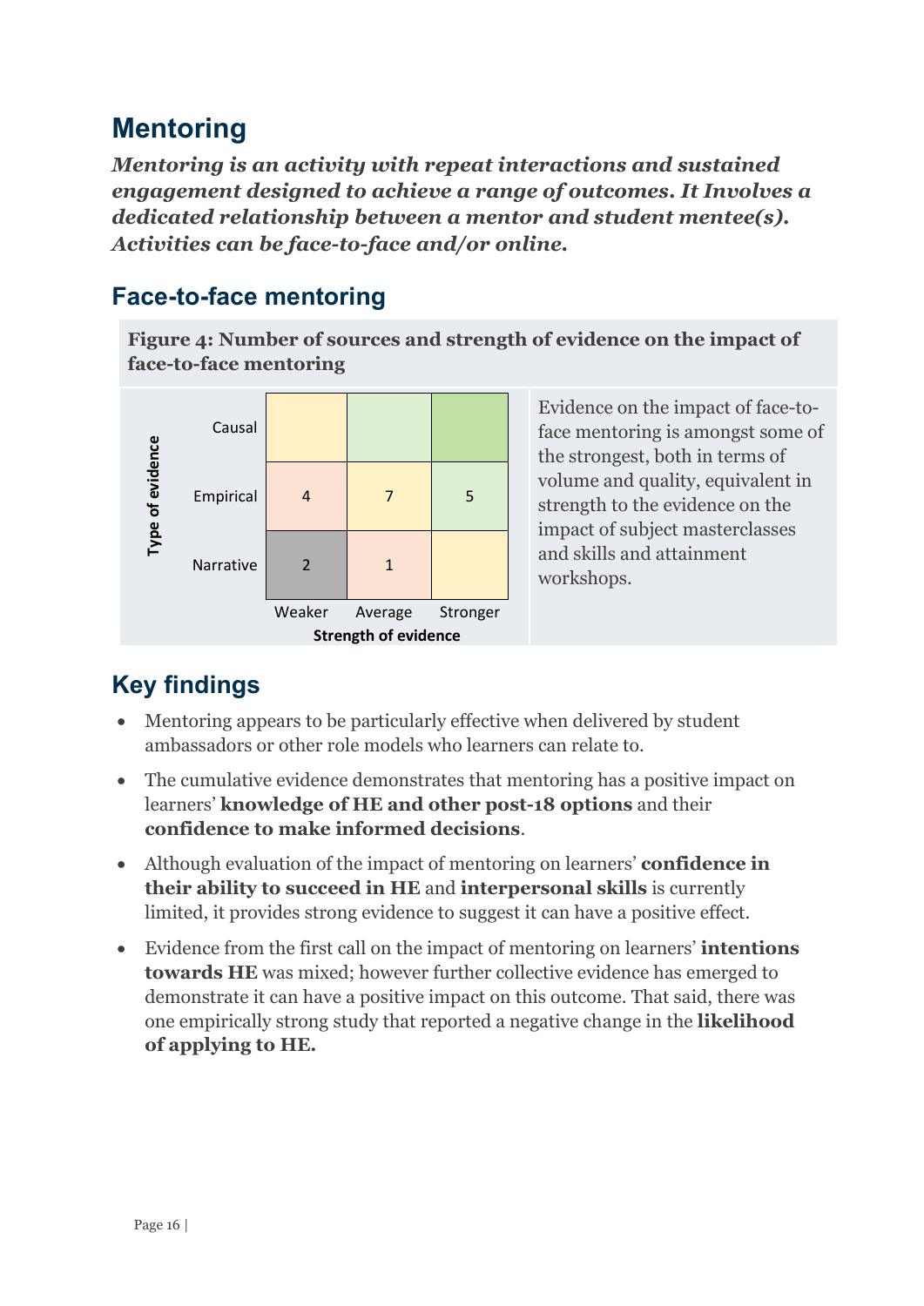# Mentoring

***Mentoring is an activity with repeat interactions and sustained engagement designed to achieve a range of outcomes. It Involves a dedicated relationship between a mentor and student mentee(s). Activities can be face-to-face and/or online.***

## Face-to-face mentoring

**Figure 4: Number of sources and strength of evidence on the impact of face-to-face mentoring**

| Type of evidence | Weaker | Average | Stronger |
|---|---|---|---|
| Causal | | | |
| Empirical | 4 | 7 | 5 |
| Narrative | 2 | 1 | |

Strength of evidence

Evidence on the impact of face-to-face mentoring is amongst some of the strongest, both in terms of volume and quality, equivalent in strength to the evidence on the impact of subject masterclasses and skills and attainment workshops.

## Key findings

- Mentoring appears to be particularly effective when delivered by student ambassadors or other role models who learners can relate to.
- The cumulative evidence demonstrates that mentoring has a positive impact on learners' **knowledge of HE and other post-18 options** and their **confidence to make informed decisions**.
- Although evaluation of the impact of mentoring on learners' **confidence in their ability to succeed in HE** and **interpersonal skills** is currently limited, it provides strong evidence to suggest it can have a positive effect.
- Evidence from the first call on the impact of mentoring on learners' **intentions towards HE** was mixed; however further collective evidence has emerged to demonstrate it can have a positive impact on this outcome. That said, there was one empirically strong study that reported a negative change in the **likelihood of applying to HE.**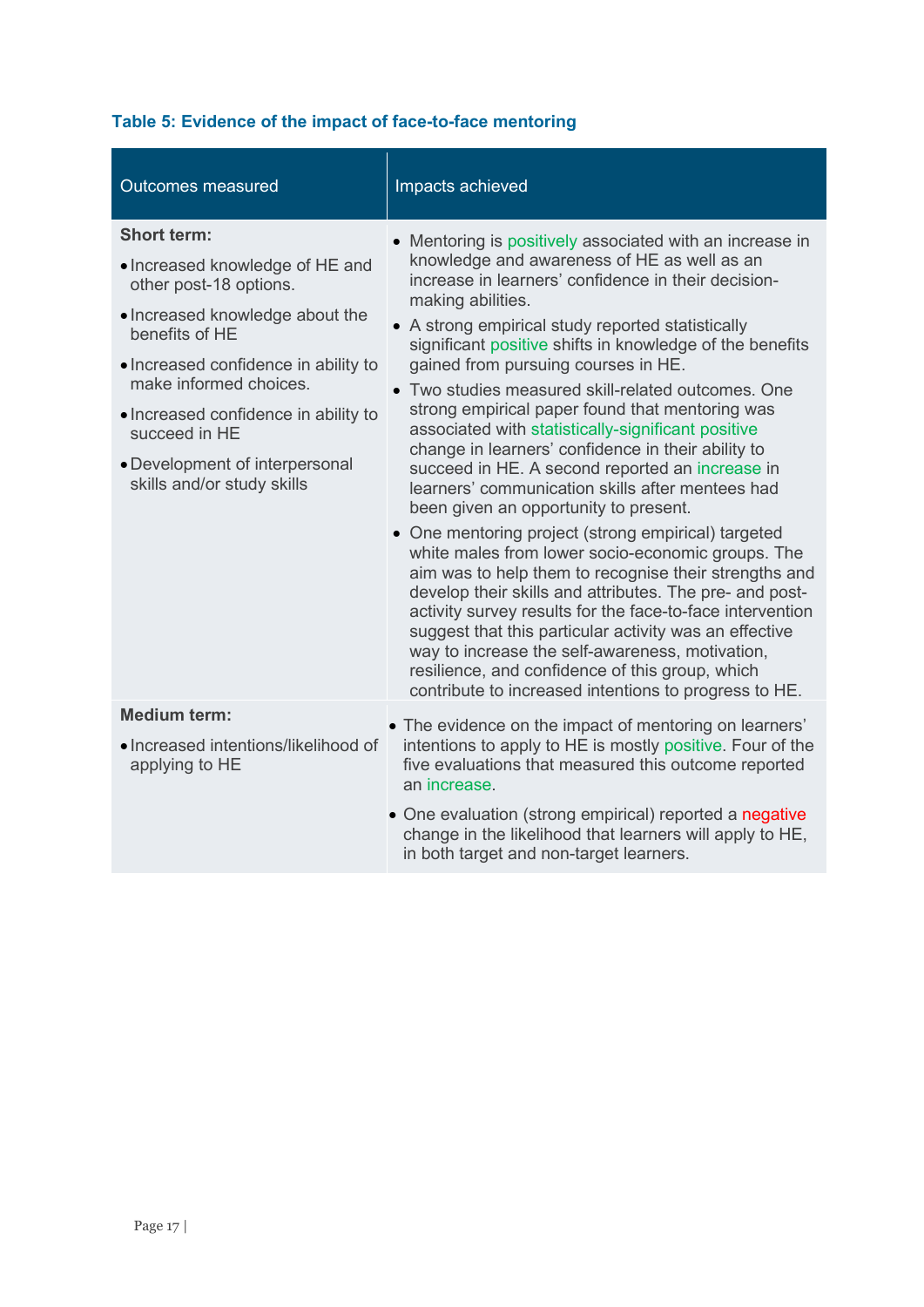**Table 5: Evidence of the impact of face-to-face mentoring**

| Outcomes measured | Impacts achieved |
|---|---|
| **Short term:**<br>• Increased knowledge of HE and other post-18 options.<br>• Increased knowledge about the benefits of HE<br>• Increased confidence in ability to make informed choices.<br>• Increased confidence in ability to succeed in HE<br>• Development of interpersonal skills and/or study skills | • Mentoring is positively associated with an increase in knowledge and awareness of HE as well as an increase in learners' confidence in their decision-making abilities.<br>• A strong empirical study reported statistically significant positive shifts in knowledge of the benefits gained from pursuing courses in HE.<br>• Two studies measured skill-related outcomes. One strong empirical paper found that mentoring was associated with statistically-significant positive change in learners' confidence in their ability to succeed in HE. A second reported an increase in learners' communication skills after mentees had been given an opportunity to present.<br>• One mentoring project (strong empirical) targeted white males from lower socio-economic groups. The aim was to help them to recognise their strengths and develop their skills and attributes. The pre- and post-activity survey results for the face-to-face intervention suggest that this particular activity was an effective way to increase the self-awareness, motivation, resilience, and confidence of this group, which contribute to increased intentions to progress to HE. |
| **Medium term:**<br>• Increased intentions/likelihood of applying to HE | • The evidence on the impact of mentoring on learners' intentions to apply to HE is mostly positive. Four of the five evaluations that measured this outcome reported an increase.<br>• One evaluation (strong empirical) reported a negative change in the likelihood that learners will apply to HE, in both target and non-target learners. |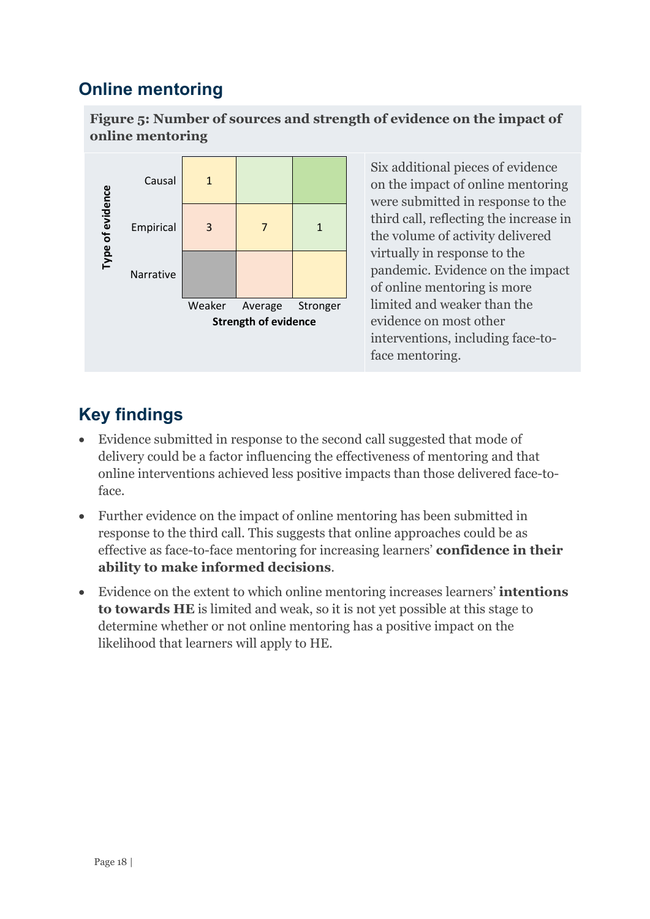## Online mentoring

**Figure 5: Number of sources and strength of evidence on the impact of online mentoring**

| Type of evidence | Weaker | Average | Stronger |
|---|---|---|---|
| Causal | 1 | | |
| Empirical | 3 | 7 | 1 |
| Narrative | | | |

Strength of evidence

Six additional pieces of evidence on the impact of online mentoring were submitted in response to the third call, reflecting the increase in the volume of activity delivered virtually in response to the pandemic. Evidence on the impact of online mentoring is more limited and weaker than the evidence on most other interventions, including face-to-face mentoring.

## Key findings

- Evidence submitted in response to the second call suggested that mode of delivery could be a factor influencing the effectiveness of mentoring and that online interventions achieved less positive impacts than those delivered face-to-face.
- Further evidence on the impact of online mentoring has been submitted in response to the third call. This suggests that online approaches could be as effective as face-to-face mentoring for increasing learners' **confidence in their ability to make informed decisions**.
- Evidence on the extent to which online mentoring increases learners' **intentions to towards HE** is limited and weak, so it is not yet possible at this stage to determine whether or not online mentoring has a positive impact on the likelihood that learners will apply to HE.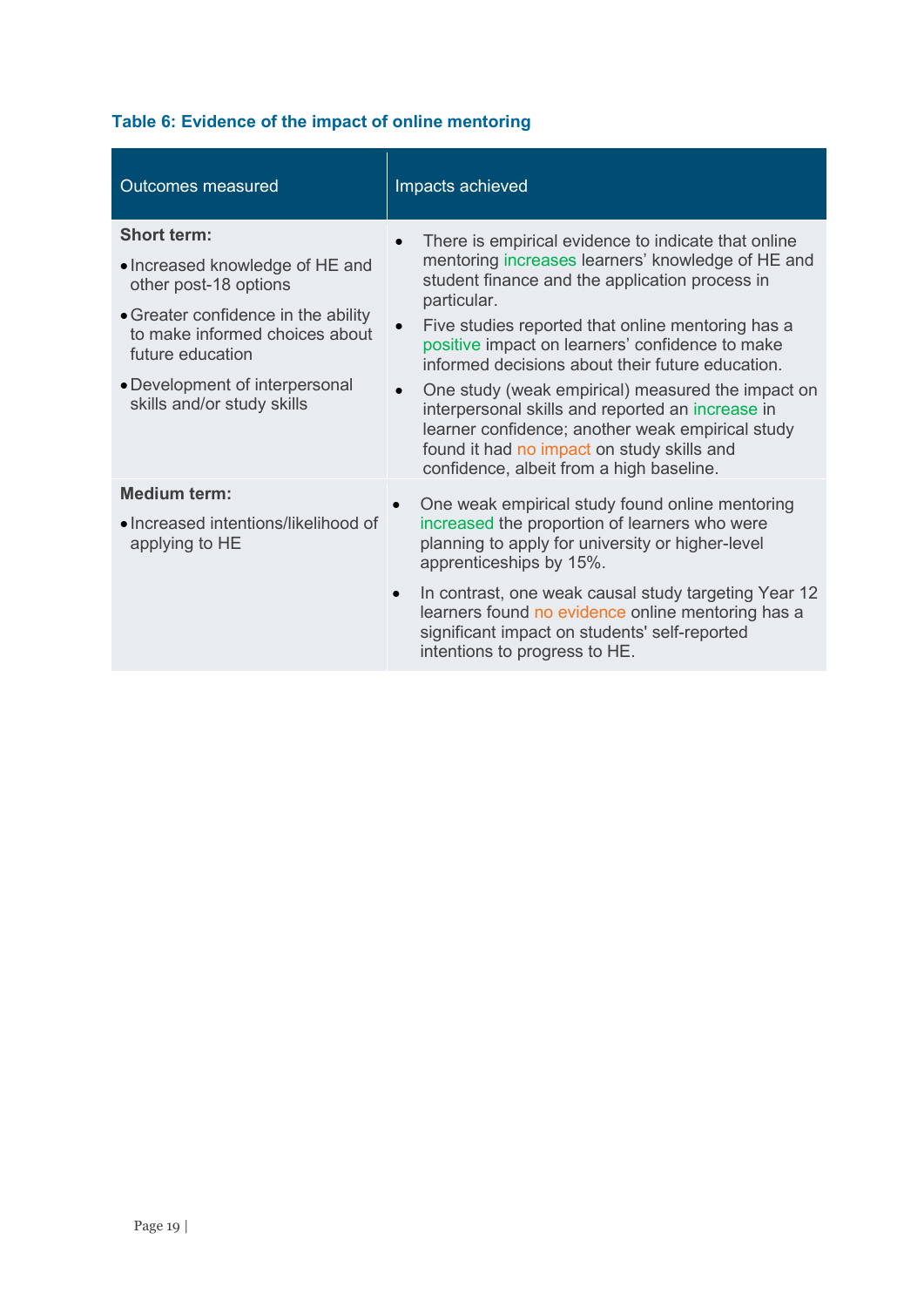**Table 6: Evidence of the impact of online mentoring**

| Outcomes measured | Impacts achieved |
|---|---|
| **Short term:**<br>• Increased knowledge of HE and other post-18 options<br>• Greater confidence in the ability to make informed choices about future education<br>• Development of interpersonal skills and/or study skills | • There is empirical evidence to indicate that online mentoring increases learners' knowledge of HE and student finance and the application process in particular.<br>• Five studies reported that online mentoring has a positive impact on learners' confidence to make informed decisions about their future education.<br>• One study (weak empirical) measured the impact on interpersonal skills and reported an increase in learner confidence; another weak empirical study found it had no impact on study skills and confidence, albeit from a high baseline. |
| **Medium term:**<br>• Increased intentions/likelihood of applying to HE | • One weak empirical study found online mentoring increased the proportion of learners who were planning to apply for university or higher-level apprenticeships by 15%.<br>• In contrast, one weak causal study targeting Year 12 learners found no evidence online mentoring has a significant impact on students' self-reported intentions to progress to HE. |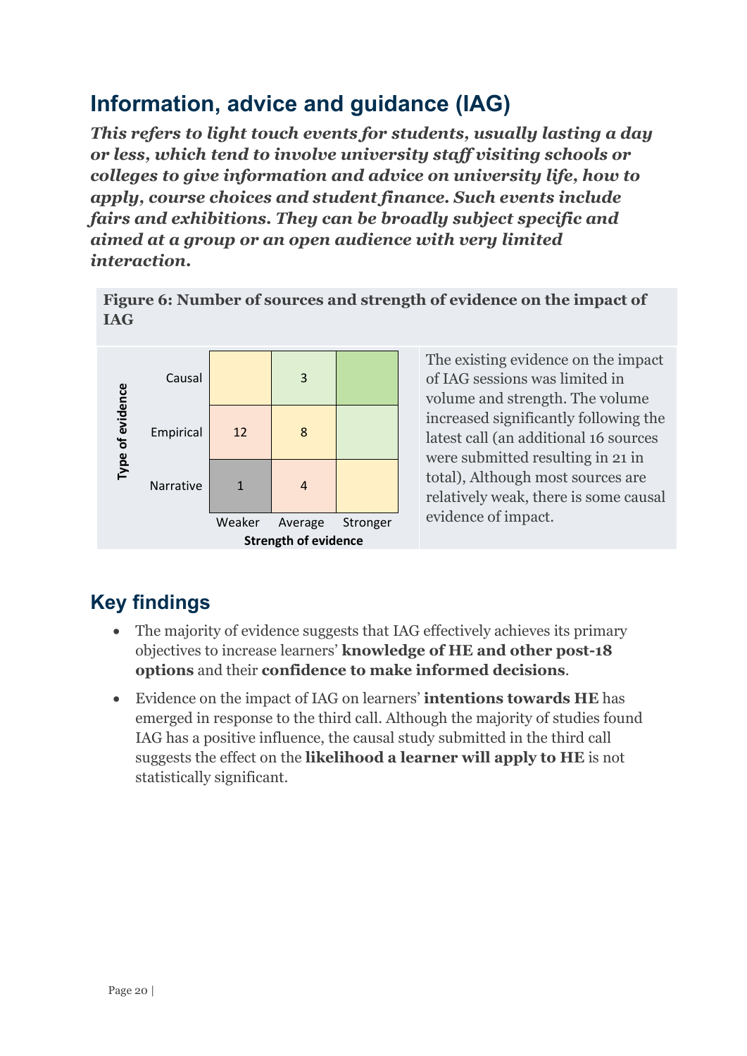## Information, advice and guidance (IAG)

***This refers to light touch events for students, usually lasting a day or less, which tend to involve university staff visiting schools or colleges to give information and advice on university life, how to apply, course choices and student finance. Such events include fairs and exhibitions. They can be broadly subject specific and aimed at a group or an open audience with very limited interaction.***

**Figure 6: Number of sources and strength of evidence on the impact of IAG**

| Type of evidence | Weaker | Average | Stronger |
|---|---|---|---|
| Causal | | 3 | |
| Empirical | 12 | 8 | |
| Narrative | 1 | 4 | |

Strength of evidence

The existing evidence on the impact of IAG sessions was limited in volume and strength. The volume increased significantly following the latest call (an additional 16 sources were submitted resulting in 21 in total), Although most sources are relatively weak, there is some causal evidence of impact.

## Key findings

- The majority of evidence suggests that IAG effectively achieves its primary objectives to increase learners' **knowledge of HE and other post-18 options** and their **confidence to make informed decisions**.
- Evidence on the impact of IAG on learners' **intentions towards HE** has emerged in response to the third call. Although the majority of studies found IAG has a positive influence, the causal study submitted in the third call suggests the effect on the **likelihood a learner will apply to HE** is not statistically significant.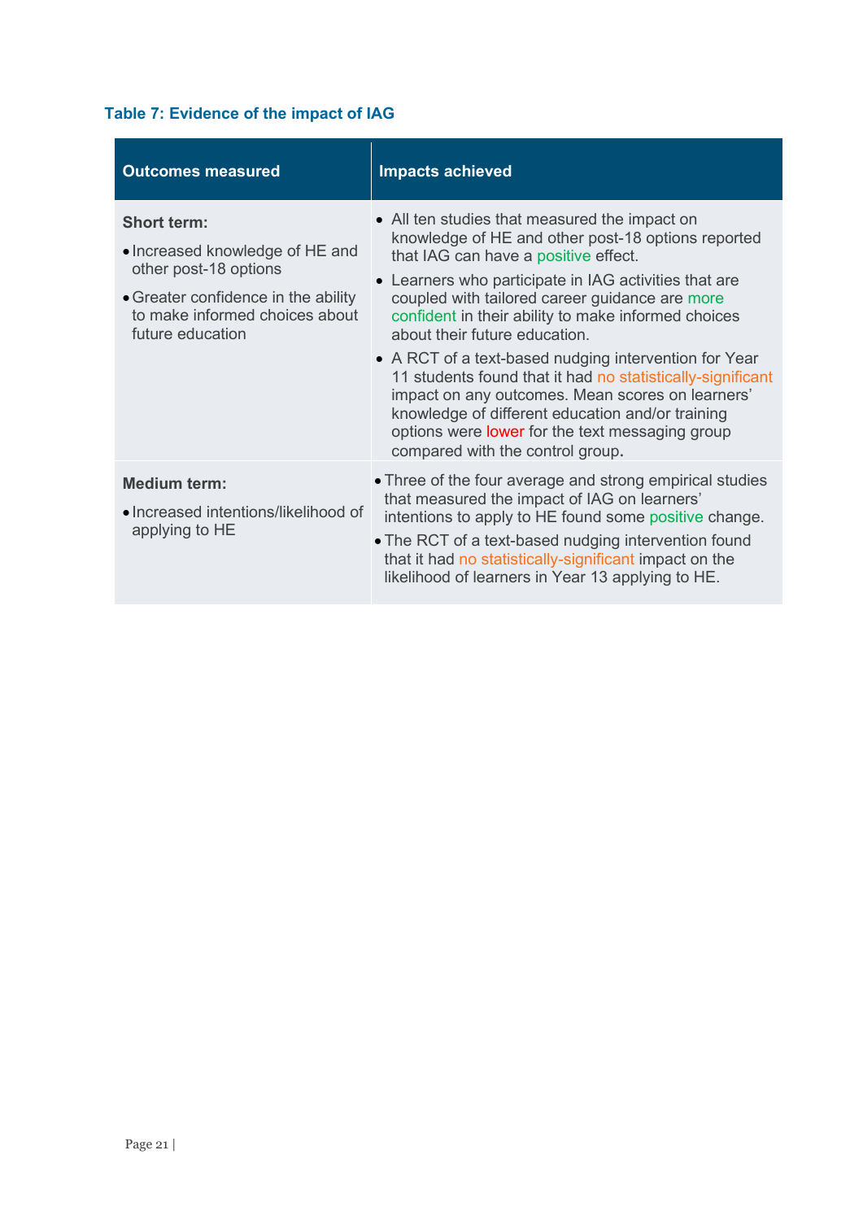**Table 7: Evidence of the impact of IAG**

| Outcomes measured | Impacts achieved |
|---|---|
| **Short term:**<br>• Increased knowledge of HE and other post-18 options<br>• Greater confidence in the ability to make informed choices about future education | • All ten studies that measured the impact on knowledge of HE and other post-18 options reported that IAG can have a positive effect.<br>• Learners who participate in IAG activities that are coupled with tailored career guidance are more confident in their ability to make informed choices about their future education.<br>• A RCT of a text-based nudging intervention for Year 11 students found that it had no statistically-significant impact on any outcomes. Mean scores on learners' knowledge of different education and/or training options were lower for the text messaging group compared with the control group. |
| **Medium term:**<br>• Increased intentions/likelihood of applying to HE | • Three of the four average and strong empirical studies that measured the impact of IAG on learners' intentions to apply to HE found some positive change.<br>• The RCT of a text-based nudging intervention found that it had no statistically-significant impact on the likelihood of learners in Year 13 applying to HE. |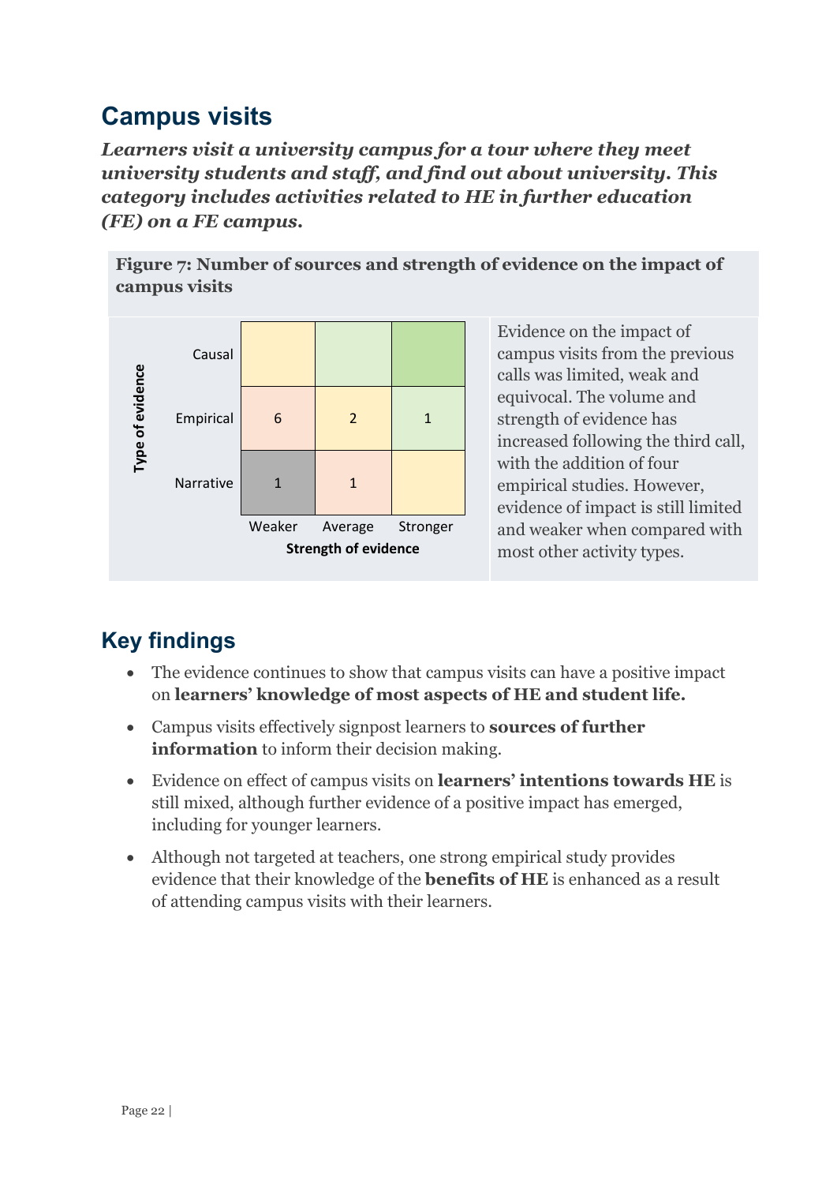## Campus visits

***Learners visit a university campus for a tour where they meet university students and staff, and find out about university. This category includes activities related to HE in further education (FE) on a FE campus.***

**Figure 7: Number of sources and strength of evidence on the impact of campus visits**

| Type of evidence | Weaker | Average | Stronger |
|---|---|---|---|
| Causal | | | |
| Empirical | 6 | 2 | 1 |
| Narrative | 1 | 1 | |

Strength of evidence

Evidence on the impact of campus visits from the previous calls was limited, weak and equivocal. The volume and strength of evidence has increased following the third call, with the addition of four empirical studies. However, evidence of impact is still limited and weaker when compared with most other activity types.

## Key findings

- The evidence continues to show that campus visits can have a positive impact on **learners' knowledge of most aspects of HE and student life.**
- Campus visits effectively signpost learners to **sources of further information** to inform their decision making.
- Evidence on effect of campus visits on **learners' intentions towards HE** is still mixed, although further evidence of a positive impact has emerged, including for younger learners.
- Although not targeted at teachers, one strong empirical study provides evidence that their knowledge of the **benefits of HE** is enhanced as a result of attending campus visits with their learners.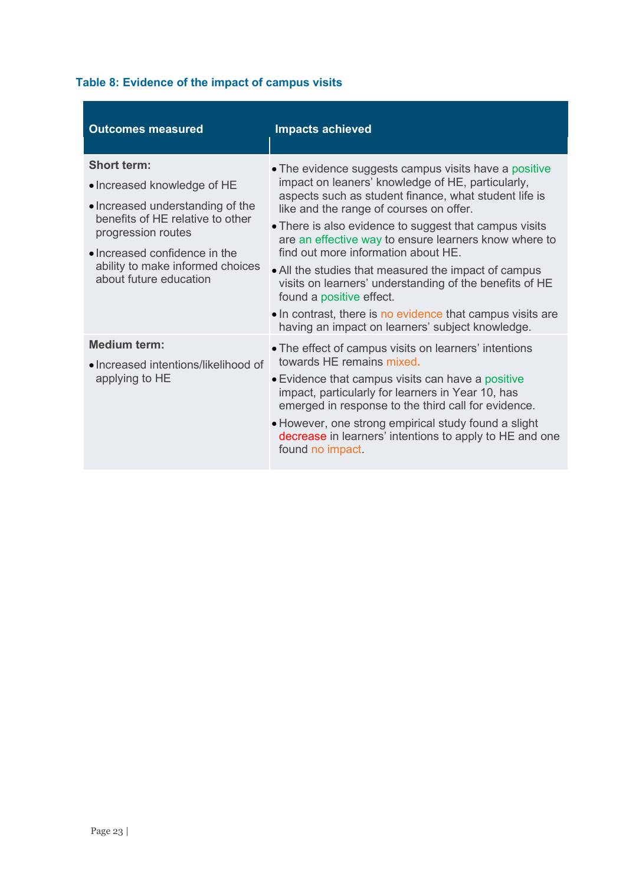**Table 8: Evidence of the impact of campus visits**

| Outcomes measured | Impacts achieved |
|---|---|
| **Short term:**<br>• Increased knowledge of HE<br>• Increased understanding of the benefits of HE relative to other progression routes<br>• Increased confidence in the ability to make informed choices about future education | • The evidence suggests campus visits have a positive impact on leaners' knowledge of HE, particularly, aspects such as student finance, what student life is like and the range of courses on offer.<br>• There is also evidence to suggest that campus visits are an effective way to ensure learners know where to find out more information about HE.<br>• All the studies that measured the impact of campus visits on learners' understanding of the benefits of HE found a positive effect.<br>• In contrast, there is no evidence that campus visits are having an impact on learners' subject knowledge. |
| **Medium term:**<br>• Increased intentions/likelihood of applying to HE | • The effect of campus visits on learners' intentions towards HE remains mixed.<br>• Evidence that campus visits can have a positive impact, particularly for learners in Year 10, has emerged in response to the third call for evidence.<br>• However, one strong empirical study found a slight decrease in learners' intentions to apply to HE and one found no impact. |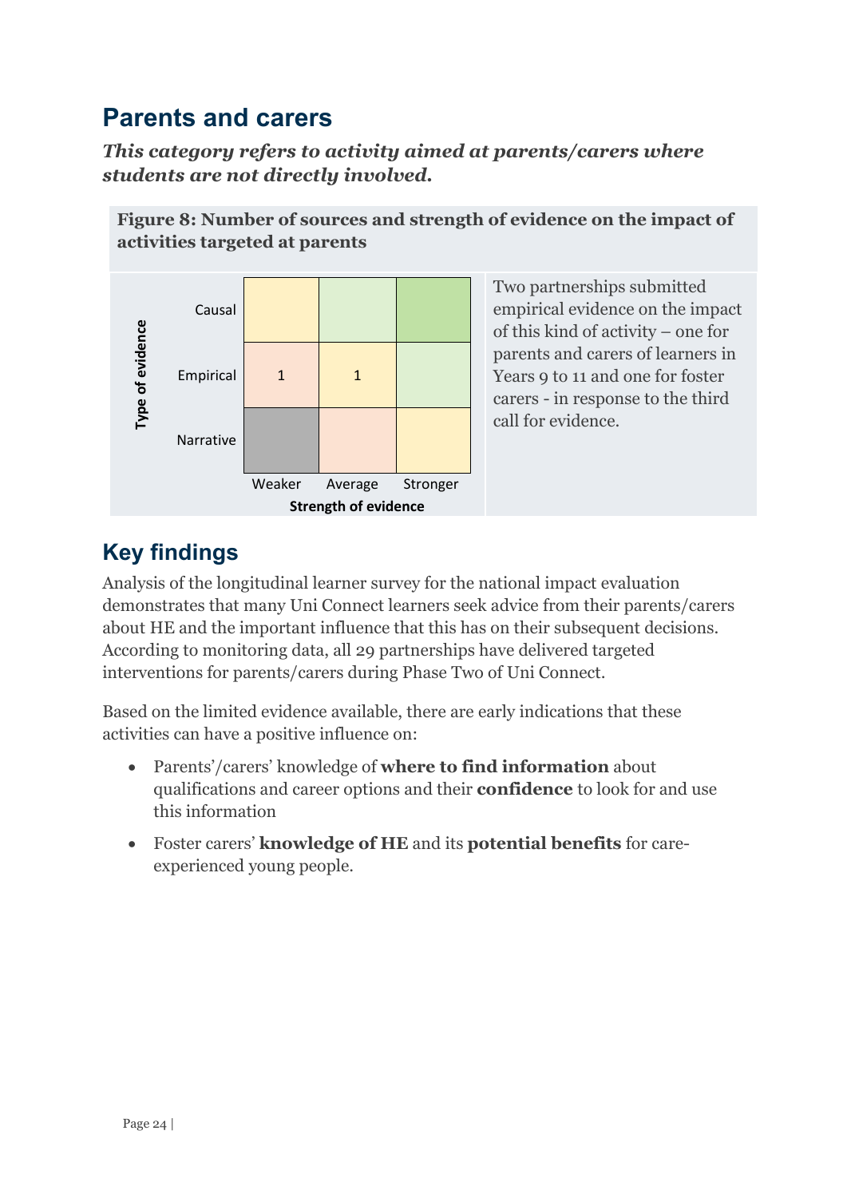## Parents and carers

***This category refers to activity aimed at parents/carers where students are not directly involved.***

**Figure 8: Number of sources and strength of evidence on the impact of activities targeted at parents**

| Type of evidence | Weaker | Average | Stronger |
|---|---|---|---|
| Causal | | | |
| Empirical | 1 | 1 | |
| Narrative | | | |

Strength of evidence

Two partnerships submitted empirical evidence on the impact of this kind of activity – one for parents and carers of learners in Years 9 to 11 and one for foster carers - in response to the third call for evidence.

## Key findings

Analysis of the longitudinal learner survey for the national impact evaluation demonstrates that many Uni Connect learners seek advice from their parents/carers about HE and the important influence that this has on their subsequent decisions. According to monitoring data, all 29 partnerships have delivered targeted interventions for parents/carers during Phase Two of Uni Connect.

Based on the limited evidence available, there are early indications that these activities can have a positive influence on:

- Parents'/carers' knowledge of **where to find information** about qualifications and career options and their **confidence** to look for and use this information
- Foster carers' **knowledge of HE** and its **potential benefits** for care-experienced young people.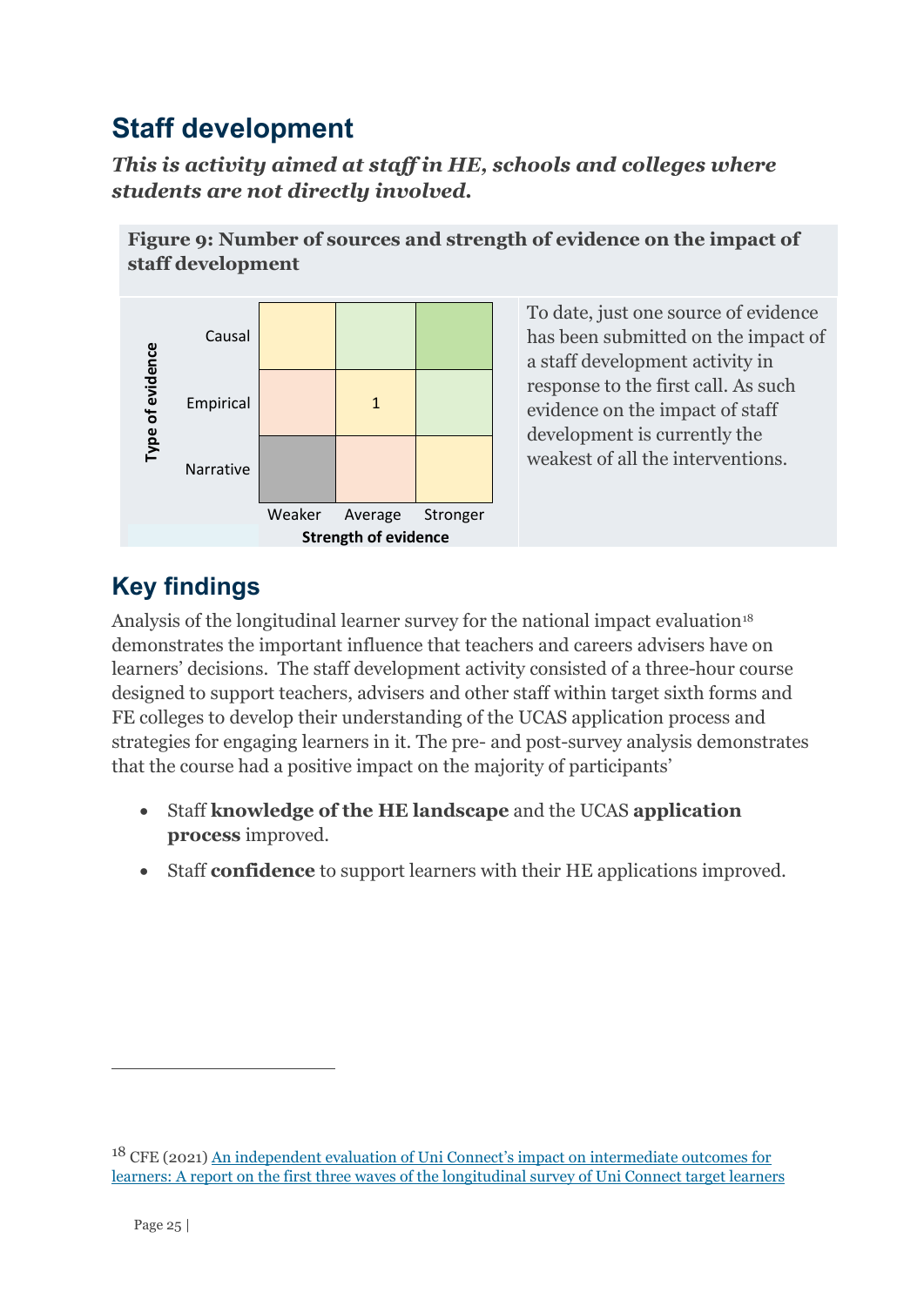## Staff development

***This is activity aimed at staff in HE, schools and colleges where students are not directly involved.***

**Figure 9: Number of sources and strength of evidence on the impact of staff development**

| Type of evidence | Weaker | Average | Stronger |
|---|---|---|---|
| Causal | | | |
| Empirical | | 1 | |
| Narrative | | | |

Strength of evidence

To date, just one source of evidence has been submitted on the impact of a staff development activity in response to the first call. As such evidence on the impact of staff development is currently the weakest of all the interventions.

## Key findings

Analysis of the longitudinal learner survey for the national impact evaluation[18] demonstrates the important influence that teachers and careers advisers have on learners' decisions. The staff development activity consisted of a three-hour course designed to support teachers, advisers and other staff within target sixth forms and FE colleges to develop their understanding of the UCAS application process and strategies for engaging learners in it. The pre- and post-survey analysis demonstrates that the course had a positive impact on the majority of participants'

- Staff **knowledge of the HE landscape** and the UCAS **application process** improved.
- Staff **confidence** to support learners with their HE applications improved.

[18] CFE (2021) An independent evaluation of Uni Connect's impact on intermediate outcomes for learners: A report on the first three waves of the longitudinal survey of Uni Connect target learners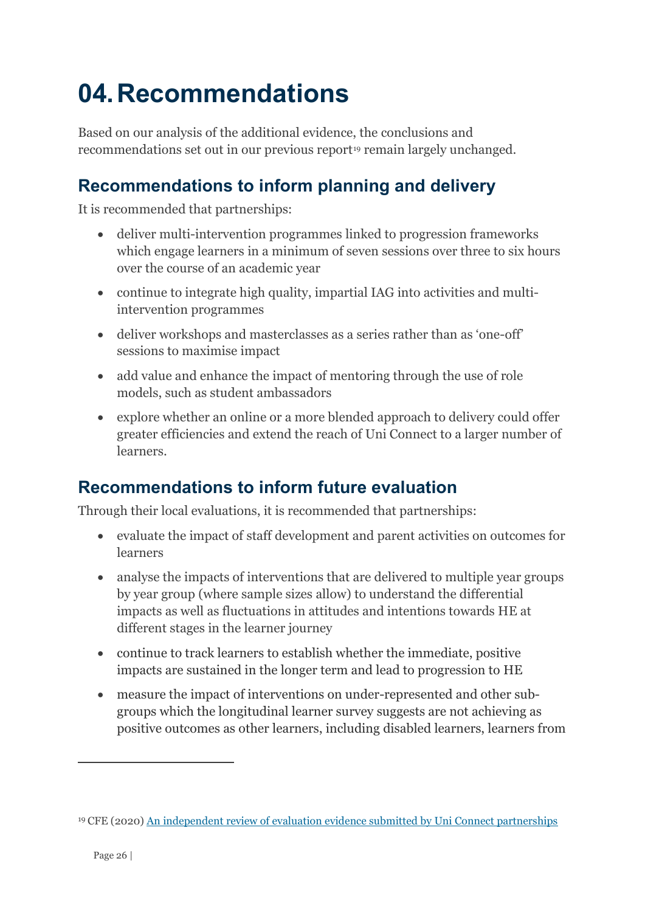# 04. Recommendations

Based on our analysis of the additional evidence, the conclusions and recommendations set out in our previous report[19] remain largely unchanged.

## Recommendations to inform planning and delivery

It is recommended that partnerships:

- deliver multi-intervention programmes linked to progression frameworks which engage learners in a minimum of seven sessions over three to six hours over the course of an academic year
- continue to integrate high quality, impartial IAG into activities and multi-intervention programmes
- deliver workshops and masterclasses as a series rather than as 'one-off' sessions to maximise impact
- add value and enhance the impact of mentoring through the use of role models, such as student ambassadors
- explore whether an online or a more blended approach to delivery could offer greater efficiencies and extend the reach of Uni Connect to a larger number of learners.

## Recommendations to inform future evaluation

Through their local evaluations, it is recommended that partnerships:

- evaluate the impact of staff development and parent activities on outcomes for learners
- analyse the impacts of interventions that are delivered to multiple year groups by year group (where sample sizes allow) to understand the differential impacts as well as fluctuations in attitudes and intentions towards HE at different stages in the learner journey
- continue to track learners to establish whether the immediate, positive impacts are sustained in the longer term and lead to progression to HE
- measure the impact of interventions on under-represented and other sub-groups which the longitudinal learner survey suggests are not achieving as positive outcomes as other learners, including disabled learners, learners from

---

[19] CFE (2020) [An independent review of evaluation evidence submitted by Uni Connect partnerships]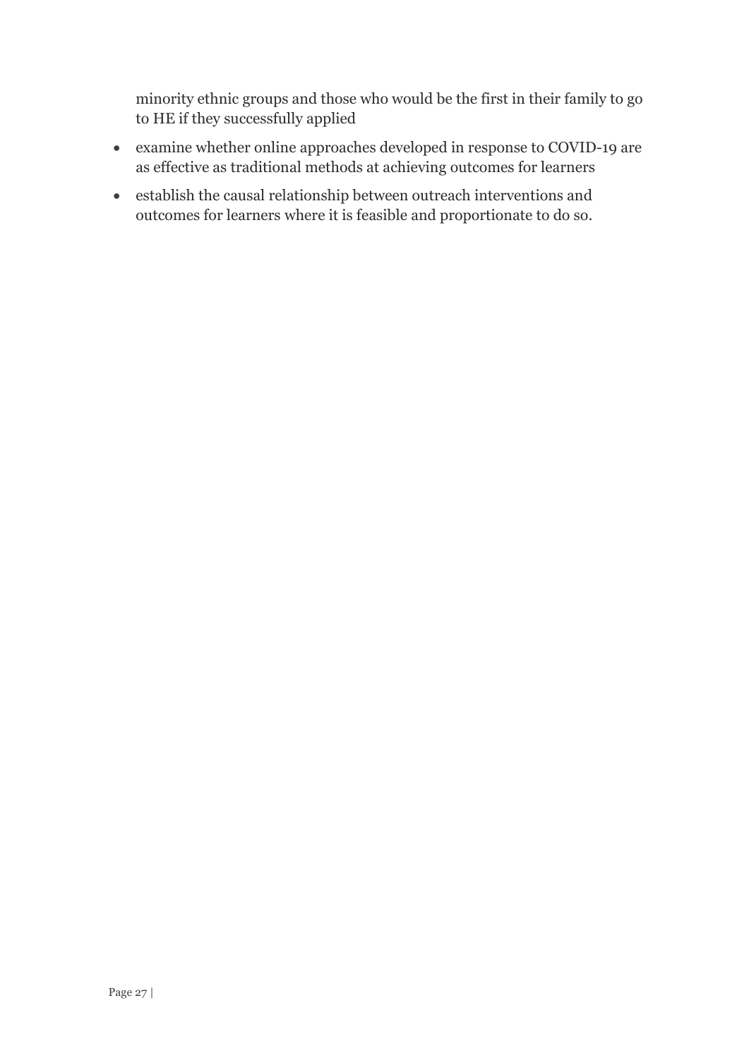minority ethnic groups and those who would be the first in their family to go to HE if they successfully applied

- examine whether online approaches developed in response to COVID-19 are as effective as traditional methods at achieving outcomes for learners
- establish the causal relationship between outreach interventions and outcomes for learners where it is feasible and proportionate to do so.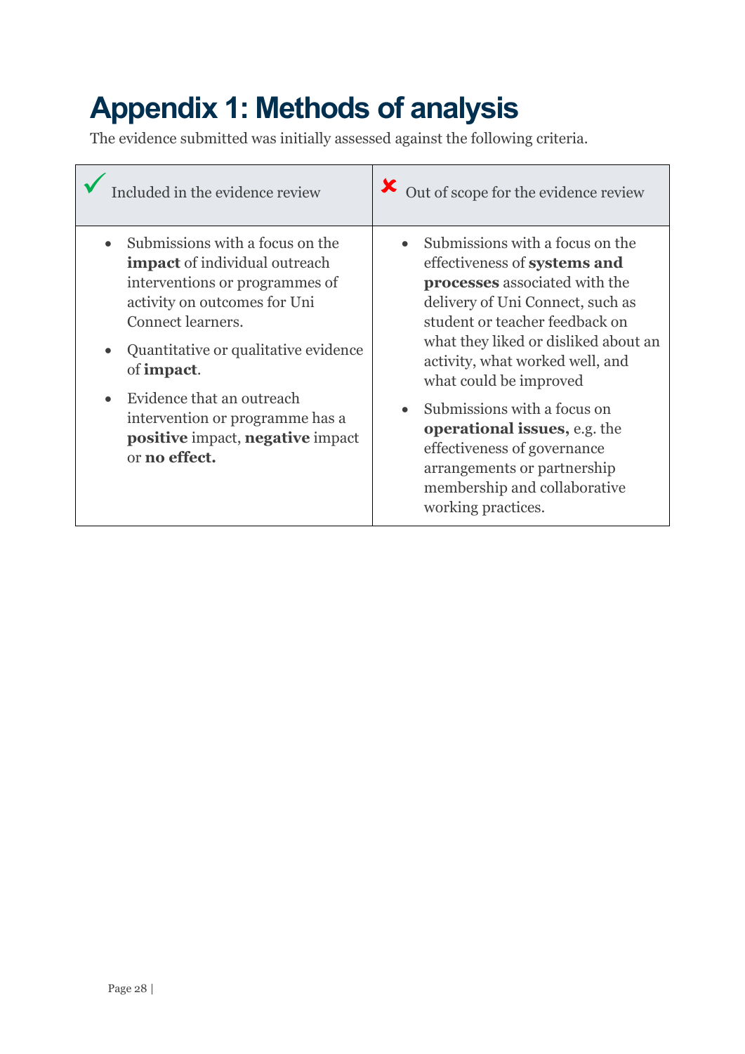# Appendix 1: Methods of analysis

The evidence submitted was initially assessed against the following criteria.

| ✓ Included in the evidence review | ✘ Out of scope for the evidence review |
|---|---|
| • Submissions with a focus on the **impact** of individual outreach interventions or programmes of activity on outcomes for Uni Connect learners.<br>• Quantitative or qualitative evidence of **impact**.<br>• Evidence that an outreach intervention or programme has a **positive** impact, **negative** impact or **no effect.** | • Submissions with a focus on the effectiveness of **systems and processes** associated with the delivery of Uni Connect, such as student or teacher feedback on what they liked or disliked about an activity, what worked well, and what could be improved<br>• Submissions with a focus on **operational issues,** e.g. the effectiveness of governance arrangements or partnership membership and collaborative working practices. |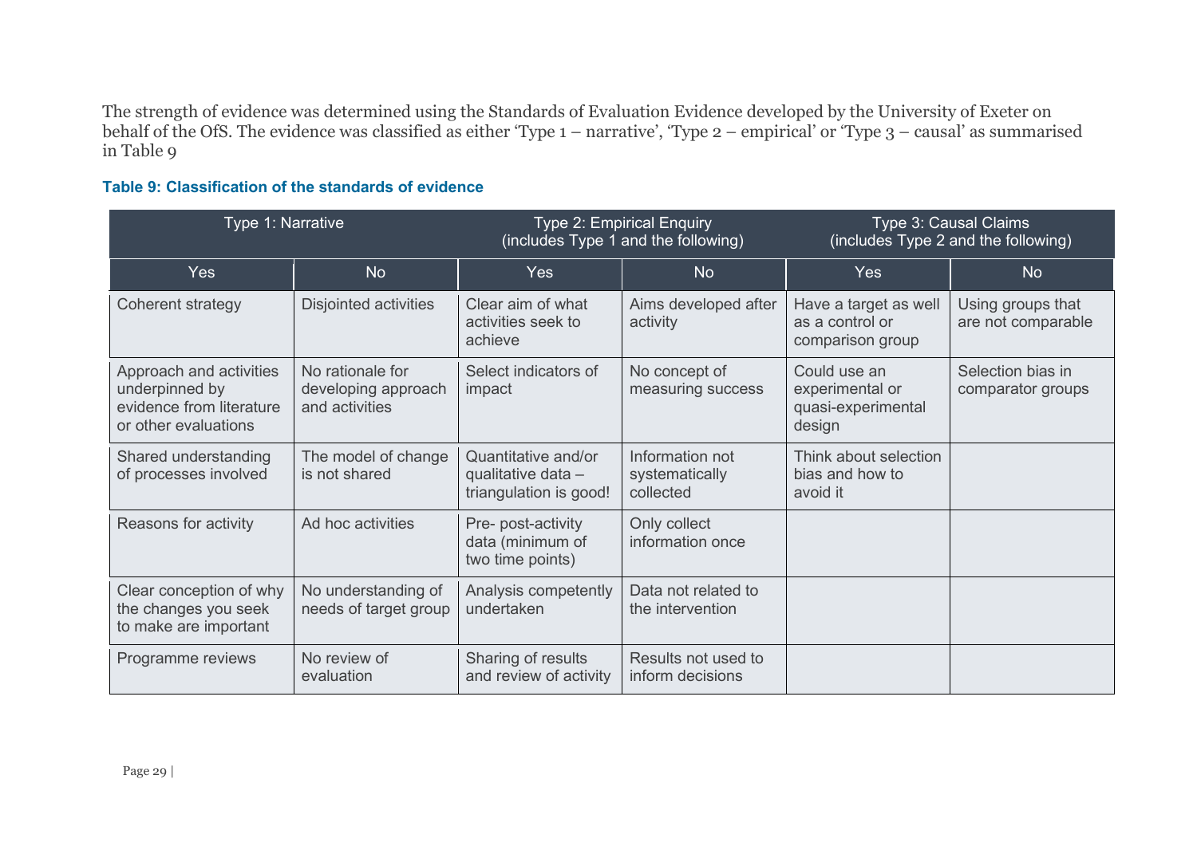The strength of evidence was determined using the Standards of Evaluation Evidence developed by the University of Exeter on behalf of the OfS. The evidence was classified as either 'Type 1 – narrative', 'Type 2 – empirical' or 'Type 3 – causal' as summarised in Table 9

**Table 9: Classification of the standards of evidence**

| Type 1: Narrative | | Type 2: Empirical Enquiry (includes Type 1 and the following) | | Type 3: Causal Claims (includes Type 2 and the following) | |
|---|---|---|---|---|---|
| Yes | No | Yes | No | Yes | No |
| Coherent strategy | Disjointed activities | Clear aim of what activities seek to achieve | Aims developed after activity | Have a target as well as a control or comparison group | Using groups that are not comparable |
| Approach and activities underpinned by evidence from literature or other evaluations | No rationale for developing approach and activities | Select indicators of impact | No concept of measuring success | Could use an experimental or quasi-experimental design | Selection bias in comparator groups |
| Shared understanding of processes involved | The model of change is not shared | Quantitative and/or qualitative data – triangulation is good! | Information not systematically collected | Think about selection bias and how to avoid it | |
| Reasons for activity | Ad hoc activities | Pre- post-activity data (minimum of two time points) | Only collect information once | | |
| Clear conception of why the changes you seek to make are important | No understanding of needs of target group | Analysis competently undertaken | Data not related to the intervention | | |
| Programme reviews | No review of evaluation | Sharing of results and review of activity | Results not used to inform decisions | | |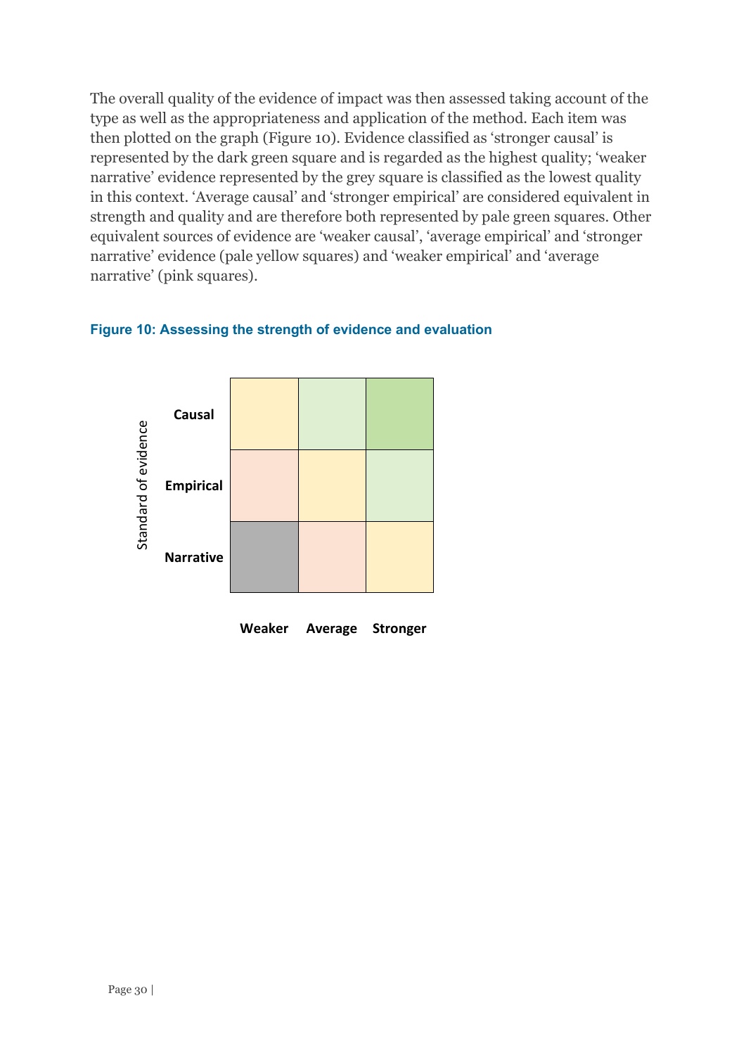The overall quality of the evidence of impact was then assessed taking account of the type as well as the appropriateness and application of the method. Each item was then plotted on the graph (Figure 10). Evidence classified as 'stronger causal' is represented by the dark green square and is regarded as the highest quality; 'weaker narrative' evidence represented by the grey square is classified as the lowest quality in this context. 'Average causal' and 'stronger empirical' are considered equivalent in strength and quality and are therefore both represented by pale green squares. Other equivalent sources of evidence are 'weaker causal', 'average empirical' and 'stronger narrative' evidence (pale yellow squares) and 'weaker empirical' and 'average narrative' (pink squares).

**Figure 10: Assessing the strength of evidence and evaluation**

| Standard of evidence | Weaker | Average | Stronger |
|---|---|---|---|
| **Causal** | pale yellow | pale green | dark green |
| **Empirical** | pink | pale yellow | pale green |
| **Narrative** | grey | pink | pale yellow |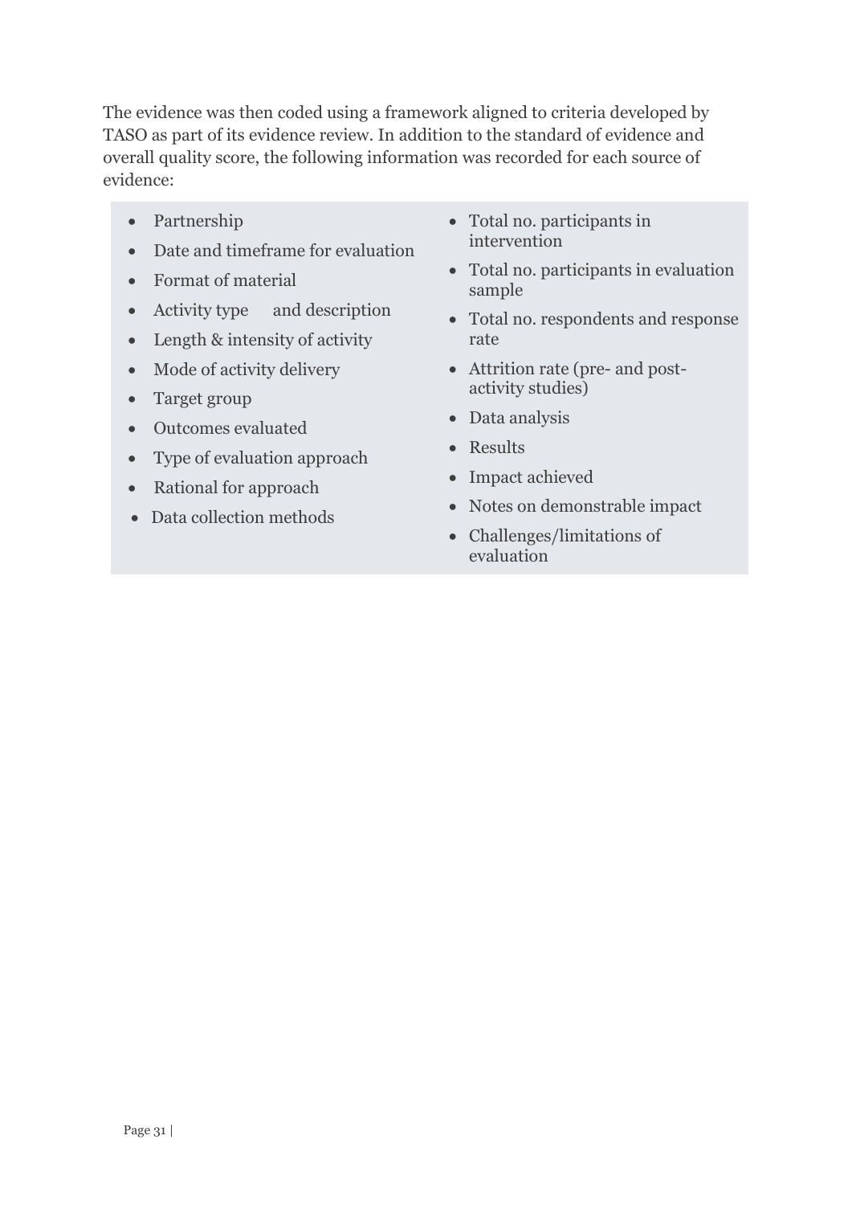The evidence was then coded using a framework aligned to criteria developed by TASO as part of its evidence review. In addition to the standard of evidence and overall quality score, the following information was recorded for each source of evidence:

- Partnership
- Date and timeframe for evaluation
- Format of material
- Activity type and description
- Length & intensity of activity
- Mode of activity delivery
- Target group
- Outcomes evaluated
- Type of evaluation approach
- Rational for approach
- Data collection methods
- Total no. participants in intervention
- Total no. participants in evaluation sample
- Total no. respondents and response rate
- Attrition rate (pre- and post-activity studies)
- Data analysis
- Results
- Impact achieved
- Notes on demonstrable impact
- Challenges/limitations of evaluation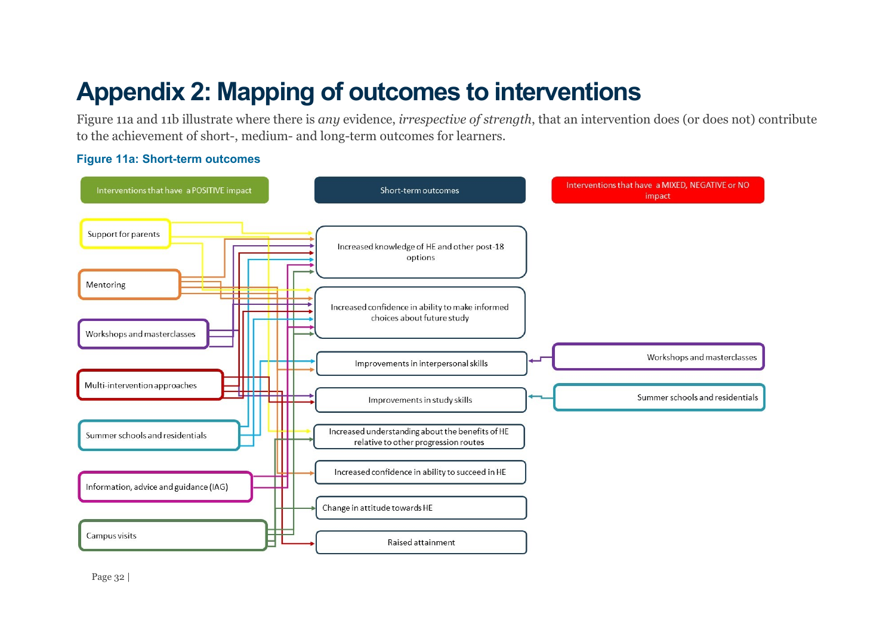# Appendix 2: Mapping of outcomes to interventions

Figure 11a and 11b illustrate where there is *any* evidence, *irrespective of strength*, that an intervention does (or does not) contribute to the achievement of short-, medium- and long-term outcomes for learners.

### Figure 11a: Short-term outcomes

Interventions that have a POSITIVE impact

Short-term outcomes

Interventions that have a MIXED, NEGATIVE or NO impact

Support for parents

Mentoring

Workshops and masterclasses

Multi-intervention approaches

Summer schools and residentials

Information, advice and guidance (IAG)

Campus visits

Increased knowledge of HE and other post-18 options

Increased confidence in ability to make informed choices about future study

Improvements in interpersonal skills

Improvements in study skills

Increased understanding about the benefits of HE relative to other progression routes

Increased confidence in ability to succeed in HE

Change in attitude towards HE

Raised attainment

Workshops and masterclasses

Summer schools and residentials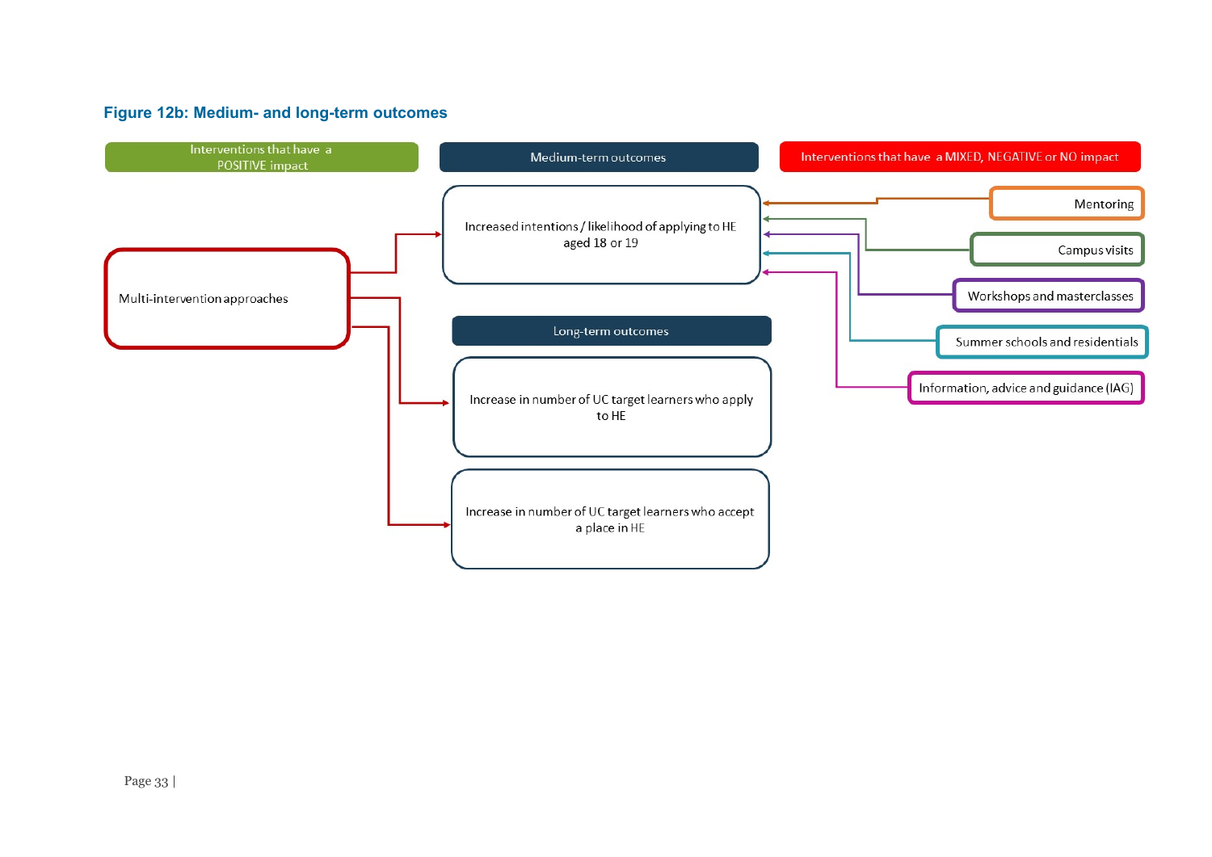**Figure 12b: Medium- and long-term outcomes**

Interventions that have a POSITIVE impact

Medium-term outcomes

Interventions that have a MIXED, NEGATIVE or NO impact

Multi-intervention approaches

Increased intentions / likelihood of applying to HE aged 18 or 19

Mentoring

Campus visits

Workshops and masterclasses

Summer schools and residentials

Information, advice and guidance (IAG)

Long-term outcomes

Increase in number of UC target learners who apply to HE

Increase in number of UC target learners who accept a place in HE